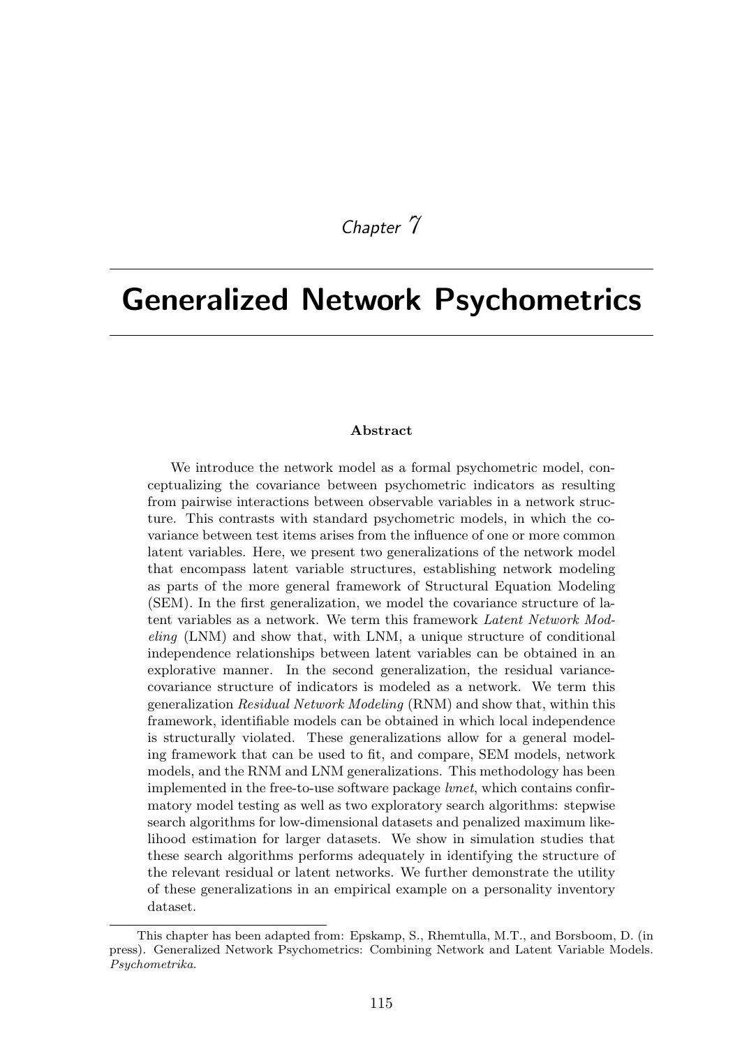*Chapter 7*

# Generalized Network Psychometrics

**Abstract**

We introduce the network model as a formal psychometric model, conceptualizing the covariance between psychometric indicators as resulting from pairwise interactions between observable variables in a network structure. This contrasts with standard psychometric models, in which the covariance between test items arises from the influence of one or more common latent variables. Here, we present two generalizations of the network model that encompass latent variable structures, establishing network modeling as parts of the more general framework of Structural Equation Modeling (SEM). In the first generalization, we model the covariance structure of latent variables as a network. We term this framework *Latent Network Modeling* (LNM) and show that, with LNM, a unique structure of conditional independence relationships between latent variables can be obtained in an explorative manner. In the second generalization, the residual variance-covariance structure of indicators is modeled as a network. We term this generalization *Residual Network Modeling* (RNM) and show that, within this framework, identifiable models can be obtained in which local independence is structurally violated. These generalizations allow for a general modeling framework that can be used to fit, and compare, SEM models, network models, and the RNM and LNM generalizations. This methodology has been implemented in the free-to-use software package *lvnet*, which contains confirmatory model testing as well as two exploratory search algorithms: stepwise search algorithms for low-dimensional datasets and penalized maximum likelihood estimation for larger datasets. We show in simulation studies that these search algorithms performs adequately in identifying the structure of the relevant residual or latent networks. We further demonstrate the utility of these generalizations in an empirical example on a personality inventory dataset.

---

This chapter has been adapted from: Epskamp, S., Rhemtulla, M.T., and Borsboom, D. (in press). Generalized Network Psychometrics: Combining Network and Latent Variable Models. *Psychometrika*.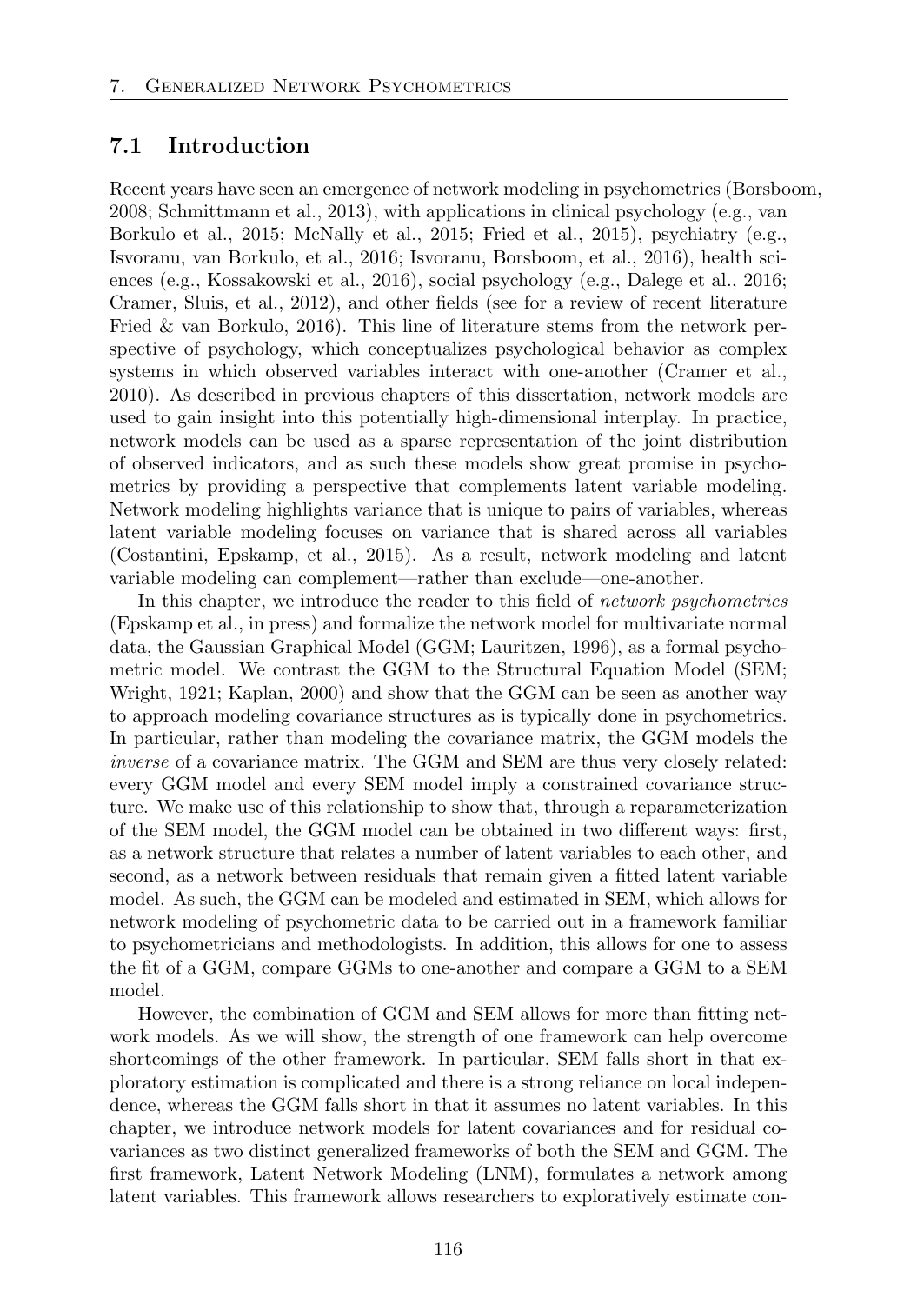## 7.1 Introduction

Recent years have seen an emergence of network modeling in psychometrics (Borsboom, 2008; Schmittmann et al., 2013), with applications in clinical psychology (e.g., van Borkulo et al., 2015; McNally et al., 2015; Fried et al., 2015), psychiatry (e.g., Isvoranu, van Borkulo, et al., 2016; Isvoranu, Borsboom, et al., 2016), health sciences (e.g., Kossakowski et al., 2016), social psychology (e.g., Dalege et al., 2016; Cramer, Sluis, et al., 2012), and other fields (see for a review of recent literature Fried & van Borkulo, 2016). This line of literature stems from the network perspective of psychology, which conceptualizes psychological behavior as complex systems in which observed variables interact with one-another (Cramer et al., 2010). As described in previous chapters of this dissertation, network models are used to gain insight into this potentially high-dimensional interplay. In practice, network models can be used as a sparse representation of the joint distribution of observed indicators, and as such these models show great promise in psychometrics by providing a perspective that complements latent variable modeling. Network modeling highlights variance that is unique to pairs of variables, whereas latent variable modeling focuses on variance that is shared across all variables (Costantini, Epskamp, et al., 2015). As a result, network modeling and latent variable modeling can complement—rather than exclude—one-another.

In this chapter, we introduce the reader to this field of *network psychometrics* (Epskamp et al., in press) and formalize the network model for multivariate normal data, the Gaussian Graphical Model (GGM; Lauritzen, 1996), as a formal psychometric model. We contrast the GGM to the Structural Equation Model (SEM; Wright, 1921; Kaplan, 2000) and show that the GGM can be seen as another way to approach modeling covariance structures as is typically done in psychometrics. In particular, rather than modeling the covariance matrix, the GGM models the *inverse* of a covariance matrix. The GGM and SEM are thus very closely related: every GGM model and every SEM model imply a constrained covariance structure. We make use of this relationship to show that, through a reparameterization of the SEM model, the GGM model can be obtained in two different ways: first, as a network structure that relates a number of latent variables to each other, and second, as a network between residuals that remain given a fitted latent variable model. As such, the GGM can be modeled and estimated in SEM, which allows for network modeling of psychometric data to be carried out in a framework familiar to psychometricians and methodologists. In addition, this allows for one to assess the fit of a GGM, compare GGMs to one-another and compare a GGM to a SEM model.

However, the combination of GGM and SEM allows for more than fitting network models. As we will show, the strength of one framework can help overcome shortcomings of the other framework. In particular, SEM falls short in that exploratory estimation is complicated and there is a strong reliance on local independence, whereas the GGM falls short in that it assumes no latent variables. In this chapter, we introduce network models for latent covariances and for residual covariances as two distinct generalized frameworks of both the SEM and GGM. The first framework, Latent Network Modeling (LNM), formulates a network among latent variables. This framework allows researchers to exploratively estimate con-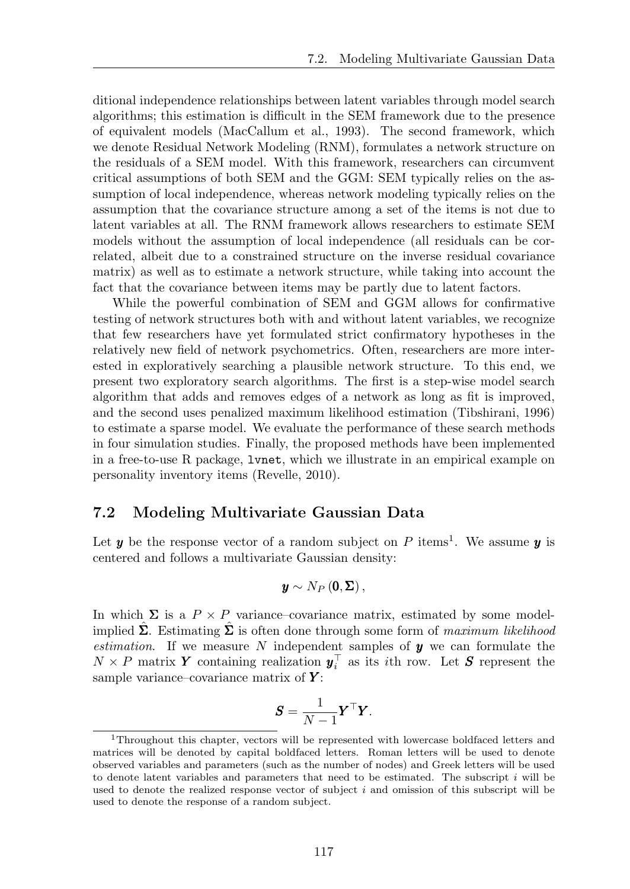ditional independence relationships between latent variables through model search algorithms; this estimation is difficult in the SEM framework due to the presence of equivalent models (MacCallum et al., 1993). The second framework, which we denote Residual Network Modeling (RNM), formulates a network structure on the residuals of a SEM model. With this framework, researchers can circumvent critical assumptions of both SEM and the GGM: SEM typically relies on the assumption of local independence, whereas network modeling typically relies on the assumption that the covariance structure among a set of the items is not due to latent variables at all. The RNM framework allows researchers to estimate SEM models without the assumption of local independence (all residuals can be correlated, albeit due to a constrained structure on the inverse residual covariance matrix) as well as to estimate a network structure, while taking into account the fact that the covariance between items may be partly due to latent factors.

While the powerful combination of SEM and GGM allows for confirmative testing of network structures both with and without latent variables, we recognize that few researchers have yet formulated strict confirmatory hypotheses in the relatively new field of network psychometrics. Often, researchers are more interested in exploratively searching a plausible network structure. To this end, we present two exploratory search algorithms. The first is a step-wise model search algorithm that adds and removes edges of a network as long as fit is improved, and the second uses penalized maximum likelihood estimation (Tibshirani, 1996) to estimate a sparse model. We evaluate the performance of these search methods in four simulation studies. Finally, the proposed methods have been implemented in a free-to-use R package, `lvnet`, which we illustrate in an empirical example on personality inventory items (Revelle, 2010).

## 7.2 Modeling Multivariate Gaussian Data

Let $\boldsymbol{y}$ be the response vector of a random subject on $P$ items[1]. We assume $\boldsymbol{y}$ is centered and follows a multivariate Gaussian density:

$$\boldsymbol{y} \sim N_P\left(\boldsymbol{0}, \boldsymbol{\Sigma}\right),$$

In which $\boldsymbol{\Sigma}$ is a $P \times P$ variance–covariance matrix, estimated by some model-implied $\hat{\boldsymbol{\Sigma}}$. Estimating $\hat{\boldsymbol{\Sigma}}$ is often done through some form of *maximum likelihood estimation*. If we measure $N$ independent samples of $\boldsymbol{y}$ we can formulate the $N \times P$ matrix $\boldsymbol{Y}$ containing realization $\boldsymbol{y}_i^\top$ as its $i$th row. Let $\boldsymbol{S}$ represent the sample variance–covariance matrix of $\boldsymbol{Y}$:

$$\boldsymbol{S} = \frac{1}{N-1}\boldsymbol{Y}^\top \boldsymbol{Y}.$$

[1] Throughout this chapter, vectors will be represented with lowercase boldfaced letters and matrices will be denoted by capital boldfaced letters. Roman letters will be used to denote observed variables and parameters (such as the number of nodes) and Greek letters will be used to denote latent variables and parameters that need to be estimated. The subscript $i$ will be used to denote the realized response vector of subject $i$ and omission of this subscript will be used to denote the response of a random subject.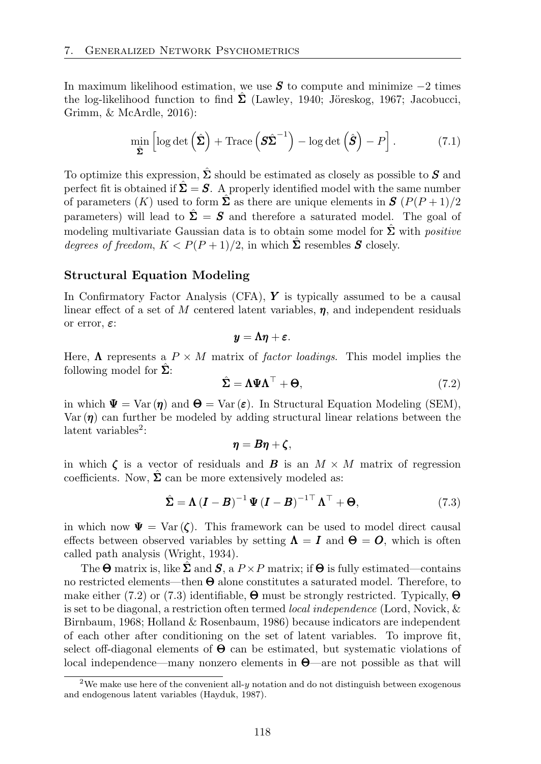In maximum likelihood estimation, we use $\boldsymbol{S}$ to compute and minimize $-2$ times the log-likelihood function to find $\hat{\boldsymbol{\Sigma}}$ (Lawley, 1940; Jöreskog, 1967; Jacobucci, Grimm, & McArdle, 2016):

$$\min_{\hat{\boldsymbol{\Sigma}}} \left[ \log \det \left( \hat{\boldsymbol{\Sigma}} \right) + \text{Trace} \left( \boldsymbol{S} \hat{\boldsymbol{\Sigma}}^{-1} \right) - \log \det \left( \hat{\boldsymbol{S}} \right) - P \right]. \tag{7.1}$$

To optimize this expression, $\hat{\boldsymbol{\Sigma}}$ should be estimated as closely as possible to $\boldsymbol{S}$ and perfect fit is obtained if $\hat{\boldsymbol{\Sigma}} = \boldsymbol{S}$. A properly identified model with the same number of parameters ($K$) used to form $\hat{\boldsymbol{\Sigma}}$ as there are unique elements in $\boldsymbol{S}$ ($P(P+1)/2$ parameters) will lead to $\hat{\boldsymbol{\Sigma}} = \boldsymbol{S}$ and therefore a saturated model. The goal of modeling multivariate Gaussian data is to obtain some model for $\hat{\boldsymbol{\Sigma}}$ with *positive degrees of freedom*, $K < P(P+1)/2$, in which $\hat{\boldsymbol{\Sigma}}$ resembles $\boldsymbol{S}$ closely.

### Structural Equation Modeling

In Confirmatory Factor Analysis (CFA), $\boldsymbol{Y}$ is typically assumed to be a causal linear effect of a set of $M$ centered latent variables, $\boldsymbol{\eta}$, and independent residuals or error, $\boldsymbol{\varepsilon}$:

$$\boldsymbol{y} = \boldsymbol{\Lambda} \boldsymbol{\eta} + \boldsymbol{\varepsilon}.$$

Here, $\boldsymbol{\Lambda}$ represents a $P \times M$ matrix of *factor loadings*. This model implies the following model for $\hat{\boldsymbol{\Sigma}}$:

$$\hat{\boldsymbol{\Sigma}} = \boldsymbol{\Lambda} \boldsymbol{\Psi} \boldsymbol{\Lambda}^{\top} + \boldsymbol{\Theta}, \tag{7.2}$$

in which $\boldsymbol{\Psi} = \text{Var}(\boldsymbol{\eta})$ and $\boldsymbol{\Theta} = \text{Var}(\boldsymbol{\varepsilon})$. In Structural Equation Modeling (SEM), $\text{Var}(\boldsymbol{\eta})$ can further be modeled by adding structural linear relations between the latent variables[2]:

$$\boldsymbol{\eta} = \boldsymbol{B} \boldsymbol{\eta} + \boldsymbol{\zeta},$$

in which $\boldsymbol{\zeta}$ is a vector of residuals and $\boldsymbol{B}$ is an $M \times M$ matrix of regression coefficients. Now, $\hat{\boldsymbol{\Sigma}}$ can be more extensively modeled as:

$$\hat{\boldsymbol{\Sigma}} = \boldsymbol{\Lambda} \left( \boldsymbol{I} - \boldsymbol{B} \right)^{-1} \boldsymbol{\Psi} \left( \boldsymbol{I} - \boldsymbol{B} \right)^{-1\top} \boldsymbol{\Lambda}^{\top} + \boldsymbol{\Theta}, \tag{7.3}$$

in which now $\boldsymbol{\Psi} = \text{Var}(\boldsymbol{\zeta})$. This framework can be used to model direct causal effects between observed variables by setting $\boldsymbol{\Lambda} = \boldsymbol{I}$ and $\boldsymbol{\Theta} = \boldsymbol{O}$, which is often called path analysis (Wright, 1934).

The $\boldsymbol{\Theta}$ matrix is, like $\hat{\boldsymbol{\Sigma}}$ and $\boldsymbol{S}$, a $P \times P$ matrix; if $\boldsymbol{\Theta}$ is fully estimated—contains no restricted elements—then $\boldsymbol{\Theta}$ alone constitutes a saturated model. Therefore, to make either (7.2) or (7.3) identifiable, $\boldsymbol{\Theta}$ must be strongly restricted. Typically, $\boldsymbol{\Theta}$ is set to be diagonal, a restriction often termed *local independence* (Lord, Novick, & Birnbaum, 1968; Holland & Rosenbaum, 1986) because indicators are independent of each other after conditioning on the set of latent variables. To improve fit, select off-diagonal elements of $\boldsymbol{\Theta}$ can be estimated, but systematic violations of local independence—many nonzero elements in $\boldsymbol{\Theta}$—are not possible as that will

[2] We make use here of the convenient all-$y$ notation and do not distinguish between exogenous and endogenous latent variables (Hayduk, 1987).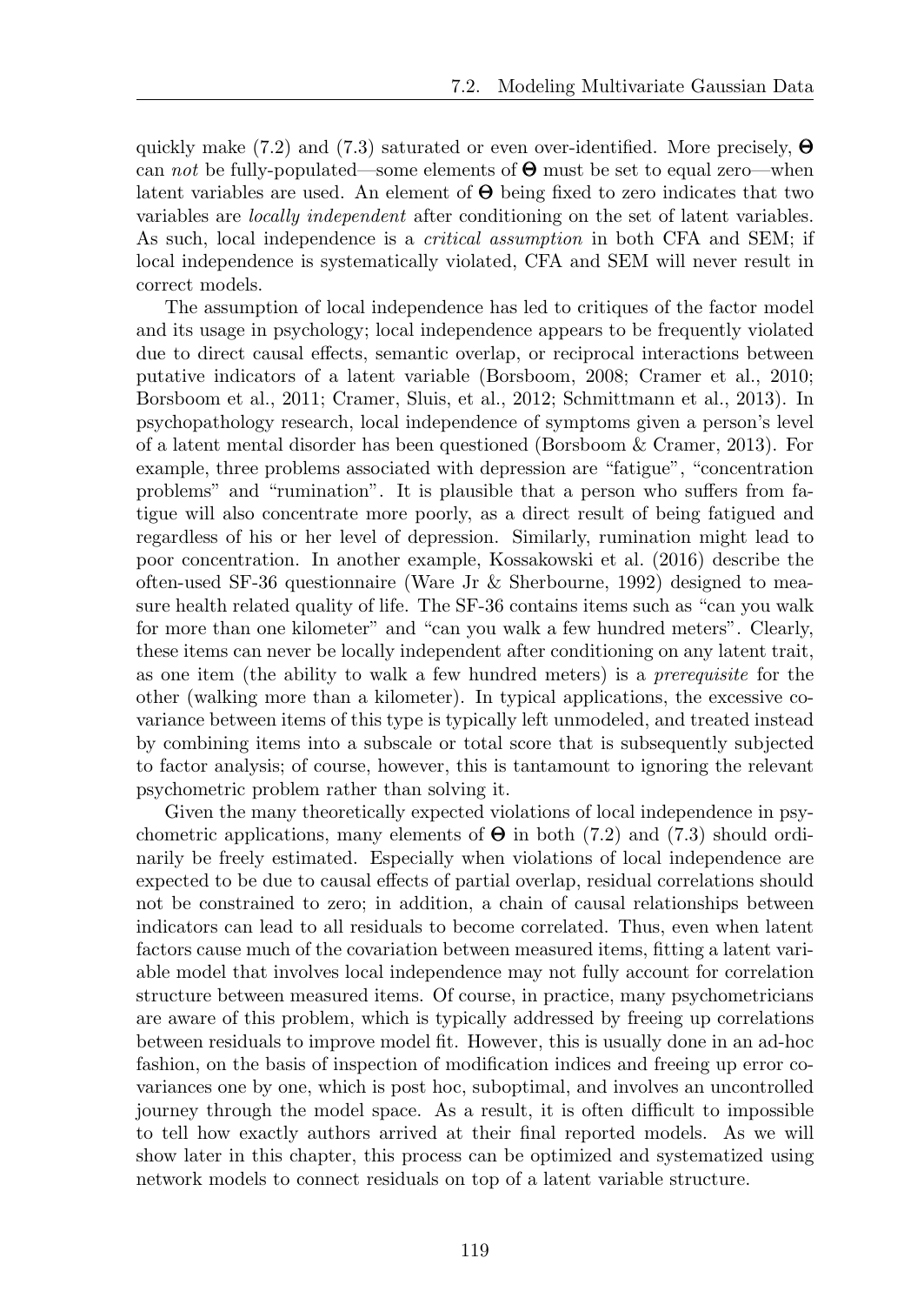quickly make (7.2) and (7.3) saturated or even over-identified. More precisely, $\boldsymbol{\Theta}$ can *not* be fully-populated—some elements of $\boldsymbol{\Theta}$ must be set to equal zero—when latent variables are used. An element of $\boldsymbol{\Theta}$ being fixed to zero indicates that two variables are *locally independent* after conditioning on the set of latent variables. As such, local independence is a *critical assumption* in both CFA and SEM; if local independence is systematically violated, CFA and SEM will never result in correct models.

The assumption of local independence has led to critiques of the factor model and its usage in psychology; local independence appears to be frequently violated due to direct causal effects, semantic overlap, or reciprocal interactions between putative indicators of a latent variable (Borsboom, 2008; Cramer et al., 2010; Borsboom et al., 2011; Cramer, Sluis, et al., 2012; Schmittmann et al., 2013). In psychopathology research, local independence of symptoms given a person's level of a latent mental disorder has been questioned (Borsboom & Cramer, 2013). For example, three problems associated with depression are "fatigue", "concentration problems" and "rumination". It is plausible that a person who suffers from fatigue will also concentrate more poorly, as a direct result of being fatigued and regardless of his or her level of depression. Similarly, rumination might lead to poor concentration. In another example, Kossakowski et al. (2016) describe the often-used SF-36 questionnaire (Ware Jr & Sherbourne, 1992) designed to measure health related quality of life. The SF-36 contains items such as "can you walk for more than one kilometer" and "can you walk a few hundred meters". Clearly, these items can never be locally independent after conditioning on any latent trait, as one item (the ability to walk a few hundred meters) is a *prerequisite* for the other (walking more than a kilometer). In typical applications, the excessive covariance between items of this type is typically left unmodeled, and treated instead by combining items into a subscale or total score that is subsequently subjected to factor analysis; of course, however, this is tantamount to ignoring the relevant psychometric problem rather than solving it.

Given the many theoretically expected violations of local independence in psychometric applications, many elements of $\boldsymbol{\Theta}$ in both (7.2) and (7.3) should ordinarily be freely estimated. Especially when violations of local independence are expected to be due to causal effects of partial overlap, residual correlations should not be constrained to zero; in addition, a chain of causal relationships between indicators can lead to all residuals to become correlated. Thus, even when latent factors cause much of the covariation between measured items, fitting a latent variable model that involves local independence may not fully account for correlation structure between measured items. Of course, in practice, many psychometricians are aware of this problem, which is typically addressed by freeing up correlations between residuals to improve model fit. However, this is usually done in an ad-hoc fashion, on the basis of inspection of modification indices and freeing up error covariances one by one, which is post hoc, suboptimal, and involves an uncontrolled journey through the model space. As a result, it is often difficult to impossible to tell how exactly authors arrived at their final reported models. As we will show later in this chapter, this process can be optimized and systematized using network models to connect residuals on top of a latent variable structure.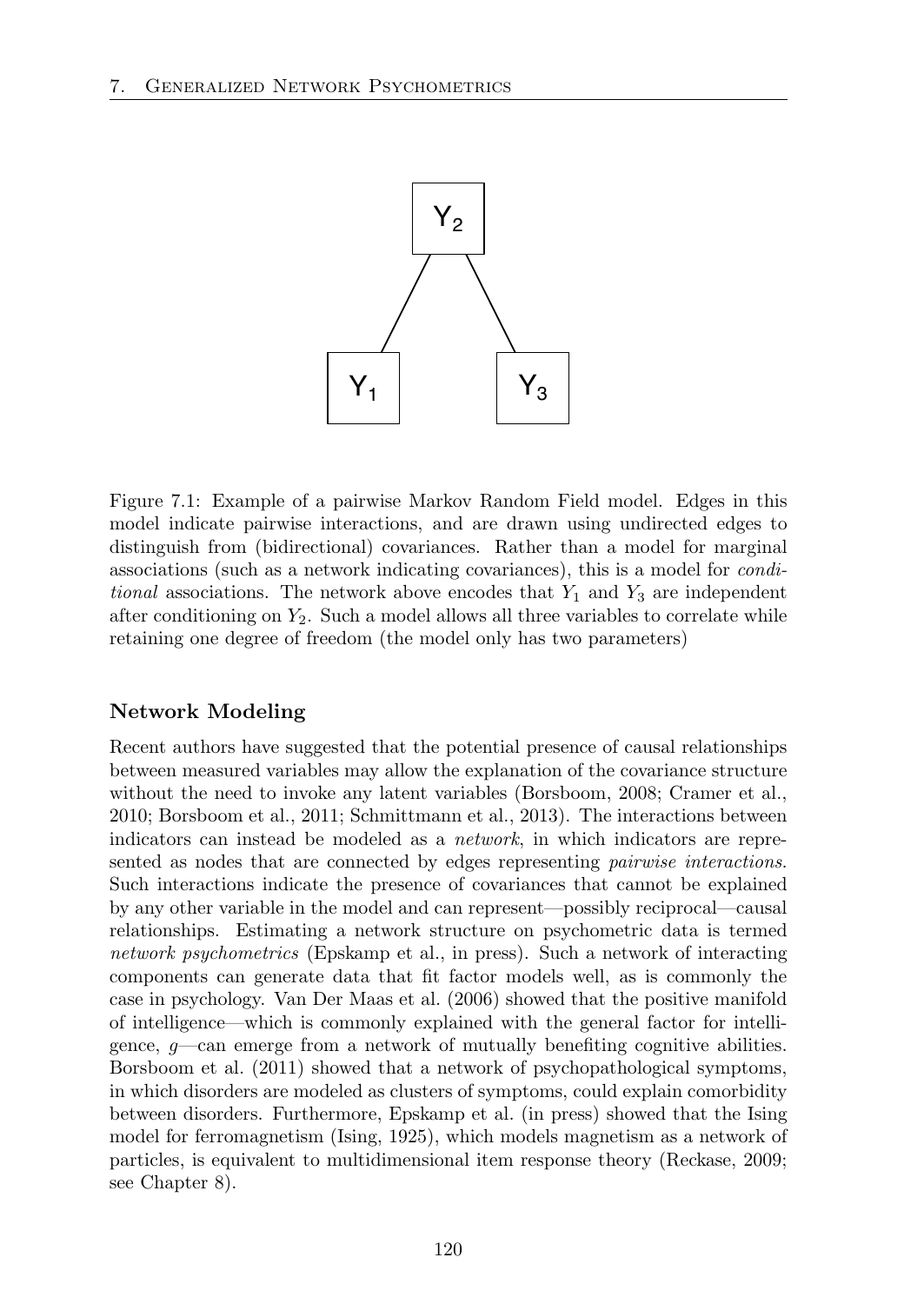Figure 7.1: Example of a pairwise Markov Random Field model. Edges in this model indicate pairwise interactions, and are drawn using undirected edges to distinguish from (bidirectional) covariances. Rather than a model for marginal associations (such as a network indicating covariances), this is a model for *conditional* associations. The network above encodes that $Y_1$ and $Y_3$ are independent after conditioning on $Y_2$. Such a model allows all three variables to correlate while retaining one degree of freedom (the model only has two parameters)

### Network Modeling

Recent authors have suggested that the potential presence of causal relationships between measured variables may allow the explanation of the covariance structure without the need to invoke any latent variables (Borsboom, 2008; Cramer et al., 2010; Borsboom et al., 2011; Schmittmann et al., 2013). The interactions between indicators can instead be modeled as a *network*, in which indicators are represented as nodes that are connected by edges representing *pairwise interactions*. Such interactions indicate the presence of covariances that cannot be explained by any other variable in the model and can represent—possibly reciprocal—causal relationships. Estimating a network structure on psychometric data is termed *network psychometrics* (Epskamp et al., in press). Such a network of interacting components can generate data that fit factor models well, as is commonly the case in psychology. Van Der Maas et al. (2006) showed that the positive manifold of intelligence—which is commonly explained with the general factor for intelligence, *g*—can emerge from a network of mutually benefiting cognitive abilities. Borsboom et al. (2011) showed that a network of psychopathological symptoms, in which disorders are modeled as clusters of symptoms, could explain comorbidity between disorders. Furthermore, Epskamp et al. (in press) showed that the Ising model for ferromagnetism (Ising, 1925), which models magnetism as a network of particles, is equivalent to multidimensional item response theory (Reckase, 2009; see Chapter 8).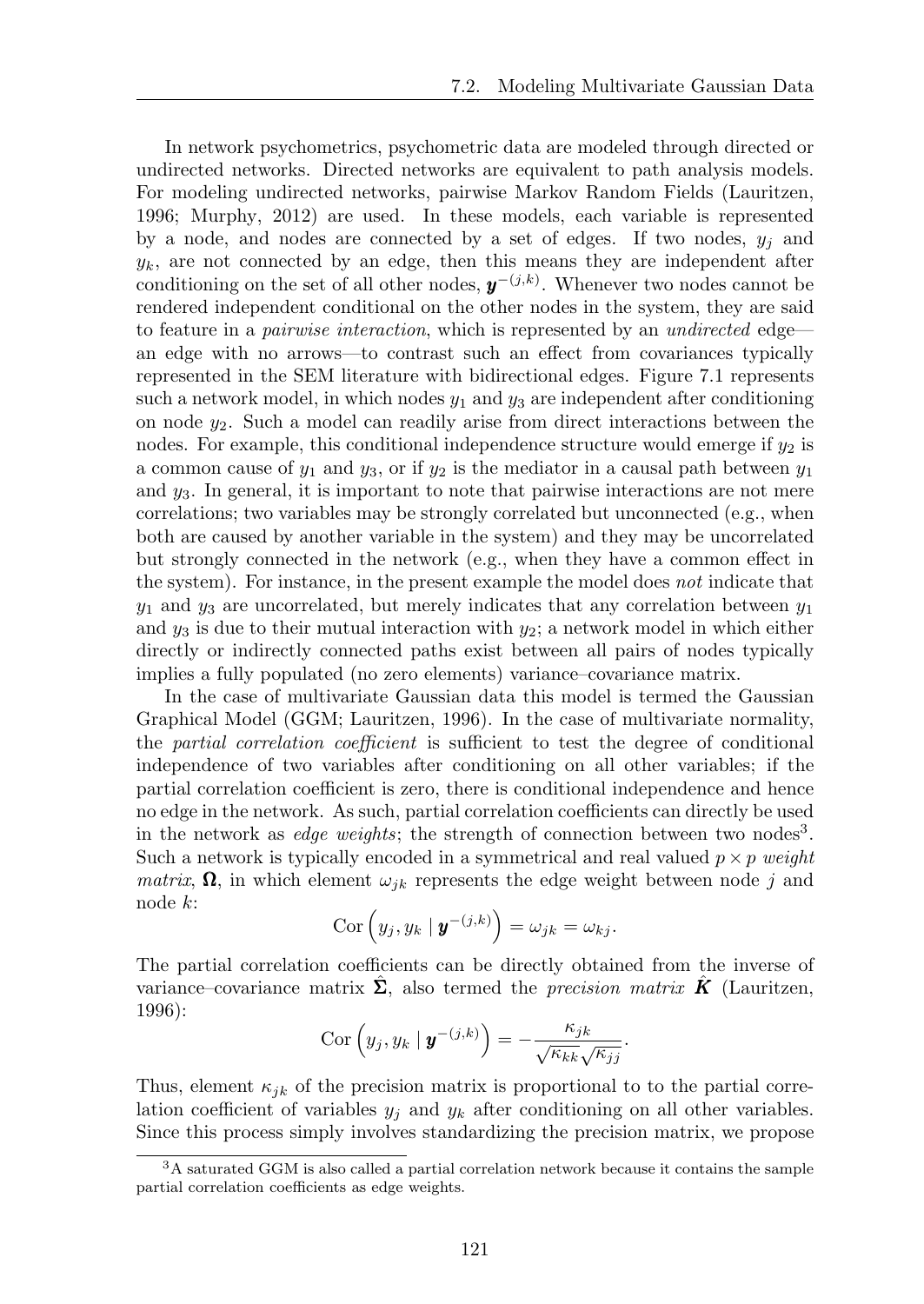In network psychometrics, psychometric data are modeled through directed or undirected networks. Directed networks are equivalent to path analysis models. For modeling undirected networks, pairwise Markov Random Fields (Lauritzen, 1996; Murphy, 2012) are used. In these models, each variable is represented by a node, and nodes are connected by a set of edges. If two nodes, $y_j$ and $y_k$, are not connected by an edge, then this means they are independent after conditioning on the set of all other nodes, $\boldsymbol{y}^{-(j,k)}$. Whenever two nodes cannot be rendered independent conditional on the other nodes in the system, they are said to feature in a *pairwise interaction*, which is represented by an *undirected* edge—an edge with no arrows—to contrast such an effect from covariances typically represented in the SEM literature with bidirectional edges. Figure 7.1 represents such a network model, in which nodes $y_1$ and $y_3$ are independent after conditioning on node $y_2$. Such a model can readily arise from direct interactions between the nodes. For example, this conditional independence structure would emerge if $y_2$ is a common cause of $y_1$ and $y_3$, or if $y_2$ is the mediator in a causal path between $y_1$ and $y_3$. In general, it is important to note that pairwise interactions are not mere correlations; two variables may be strongly correlated but unconnected (e.g., when both are caused by another variable in the system) and they may be uncorrelated but strongly connected in the network (e.g., when they have a common effect in the system). For instance, in the present example the model does *not* indicate that $y_1$ and $y_3$ are uncorrelated, but merely indicates that any correlation between $y_1$ and $y_3$ is due to their mutual interaction with $y_2$; a network model in which either directly or indirectly connected paths exist between all pairs of nodes typically implies a fully populated (no zero elements) variance–covariance matrix.

In the case of multivariate Gaussian data this model is termed the Gaussian Graphical Model (GGM; Lauritzen, 1996). In the case of multivariate normality, the *partial correlation coefficient* is sufficient to test the degree of conditional independence of two variables after conditioning on all other variables; if the partial correlation coefficient is zero, there is conditional independence and hence no edge in the network. As such, partial correlation coefficients can directly be used in the network as *edge weights*; the strength of connection between two nodes[3]. Such a network is typically encoded in a symmetrical and real valued $p \times p$ *weight matrix*, $\boldsymbol{\Omega}$, in which element $\omega_{jk}$ represents the edge weight between node $j$ and node $k$:

$$\mathrm{Cor}\left(y_j, y_k \mid \boldsymbol{y}^{-(j,k)}\right) = \omega_{jk} = \omega_{kj}.$$

The partial correlation coefficients can be directly obtained from the inverse of variance–covariance matrix $\hat{\boldsymbol{\Sigma}}$, also termed the *precision matrix* $\hat{\boldsymbol{K}}$ (Lauritzen, 1996):

$$\mathrm{Cor}\left(y_j, y_k \mid \boldsymbol{y}^{-(j,k)}\right) = -\frac{\kappa_{jk}}{\sqrt{\kappa_{kk}}\sqrt{\kappa_{jj}}}.$$

Thus, element $\kappa_{jk}$ of the precision matrix is proportional to to the partial correlation coefficient of variables $y_j$ and $y_k$ after conditioning on all other variables. Since this process simply involves standardizing the precision matrix, we propose

[3] A saturated GGM is also called a partial correlation network because it contains the sample partial correlation coefficients as edge weights.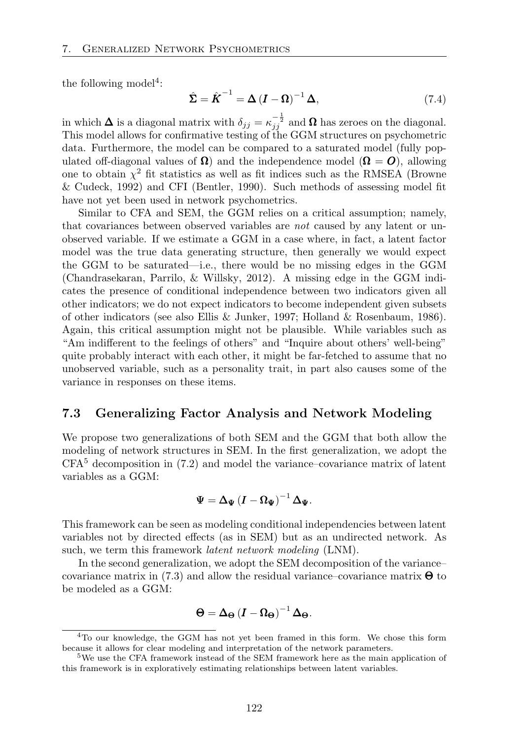the following model[4]:

$$\hat{\boldsymbol{\Sigma}} = \hat{\boldsymbol{K}}^{-1} = \boldsymbol{\Delta} \left( \boldsymbol{I} - \boldsymbol{\Omega} \right)^{-1} \boldsymbol{\Delta}, \tag{7.4}$$

in which $\boldsymbol{\Delta}$ is a diagonal matrix with $\delta_{jj} = \kappa_{jj}^{-\frac{1}{2}}$ and $\boldsymbol{\Omega}$ has zeroes on the diagonal. This model allows for confirmative testing of the GGM structures on psychometric data. Furthermore, the model can be compared to a saturated model (fully populated off-diagonal values of $\boldsymbol{\Omega}$) and the independence model ($\boldsymbol{\Omega} = \boldsymbol{O}$), allowing one to obtain $\chi^2$ fit statistics as well as fit indices such as the RMSEA (Browne & Cudeck, 1992) and CFI (Bentler, 1990). Such methods of assessing model fit have not yet been used in network psychometrics.

Similar to CFA and SEM, the GGM relies on a critical assumption; namely, that covariances between observed variables are *not* caused by any latent or unobserved variable. If we estimate a GGM in a case where, in fact, a latent factor model was the true data generating structure, then generally we would expect the GGM to be saturated—i.e., there would be no missing edges in the GGM (Chandrasekaran, Parrilo, & Willsky, 2012). A missing edge in the GGM indicates the presence of conditional independence between two indicators given all other indicators; we do not expect indicators to become independent given subsets of other indicators (see also Ellis & Junker, 1997; Holland & Rosenbaum, 1986). Again, this critical assumption might not be plausible. While variables such as "Am indifferent to the feelings of others" and "Inquire about others' well-being" quite probably interact with each other, it might be far-fetched to assume that no unobserved variable, such as a personality trait, in part also causes some of the variance in responses on these items.

## 7.3 Generalizing Factor Analysis and Network Modeling

We propose two generalizations of both SEM and the GGM that both allow the modeling of network structures in SEM. In the first generalization, we adopt the CFA[5] decomposition in (7.2) and model the variance–covariance matrix of latent variables as a GGM:

$$\boldsymbol{\Psi} = \boldsymbol{\Delta}_{\boldsymbol{\Psi}} \left( \boldsymbol{I} - \boldsymbol{\Omega}_{\boldsymbol{\Psi}} \right)^{-1} \boldsymbol{\Delta}_{\boldsymbol{\Psi}}.$$

This framework can be seen as modeling conditional independencies between latent variables not by directed effects (as in SEM) but as an undirected network. As such, we term this framework *latent network modeling* (LNM).

In the second generalization, we adopt the SEM decomposition of the variance–covariance matrix in (7.3) and allow the residual variance–covariance matrix $\boldsymbol{\Theta}$ to be modeled as a GGM:

$$\boldsymbol{\Theta} = \boldsymbol{\Delta}_{\boldsymbol{\Theta}} \left( \boldsymbol{I} - \boldsymbol{\Omega}_{\boldsymbol{\Theta}} \right)^{-1} \boldsymbol{\Delta}_{\boldsymbol{\Theta}}.$$

---

[4] To our knowledge, the GGM has not yet been framed in this form. We chose this form because it allows for clear modeling and interpretation of the network parameters.

[5] We use the CFA framework instead of the SEM framework here as the main application of this framework is in exploratively estimating relationships between latent variables.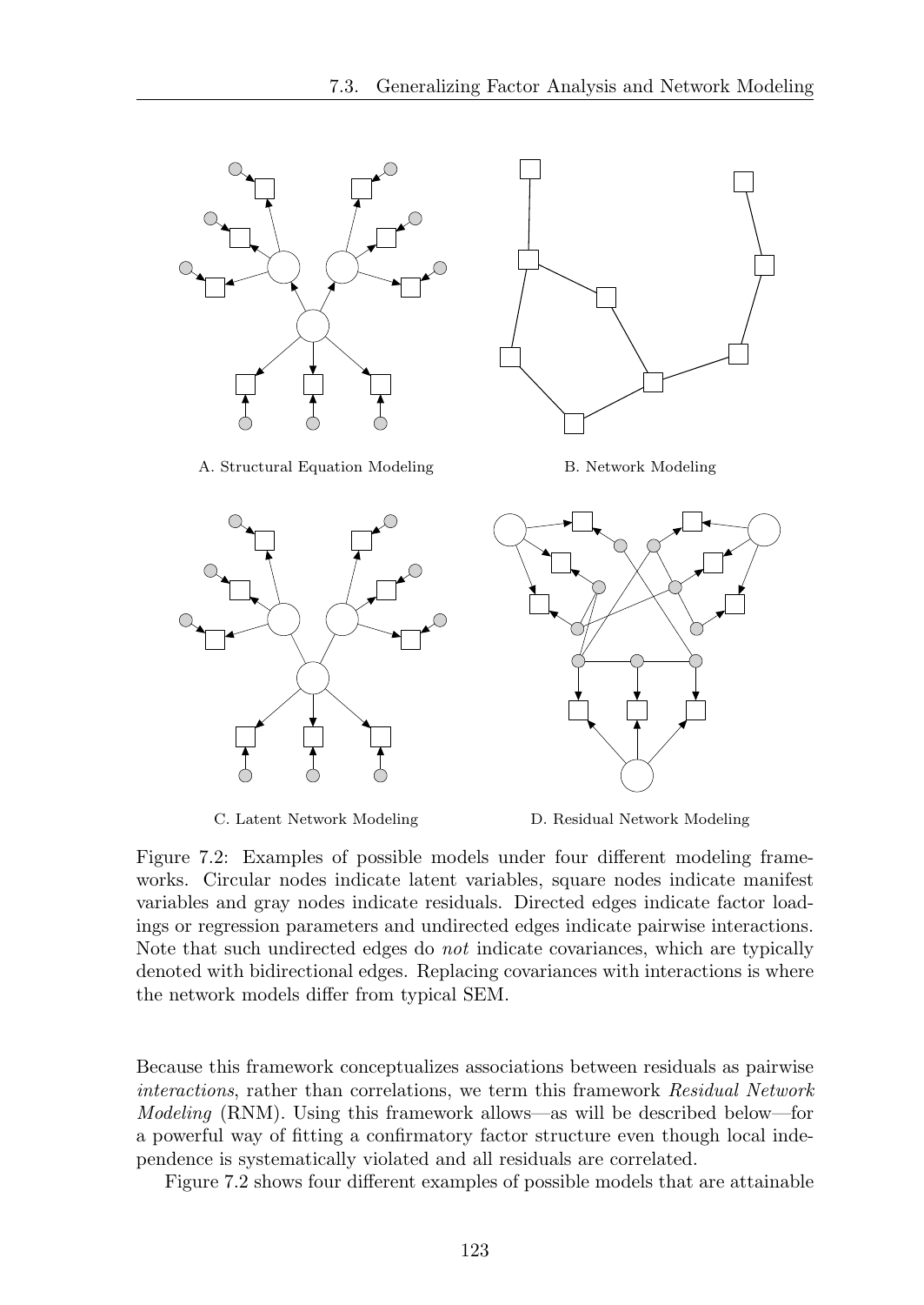A. Structural Equation Modeling

B. Network Modeling

C. Latent Network Modeling

D. Residual Network Modeling

Figure 7.2: Examples of possible models under four different modeling frameworks. Circular nodes indicate latent variables, square nodes indicate manifest variables and gray nodes indicate residuals. Directed edges indicate factor loadings or regression parameters and undirected edges indicate pairwise interactions. Note that such undirected edges do *not* indicate covariances, which are typically denoted with bidirectional edges. Replacing covariances with interactions is where the network models differ from typical SEM.

Because this framework conceptualizes associations between residuals as pairwise *interactions*, rather than correlations, we term this framework *Residual Network Modeling* (RNM). Using this framework allows—as will be described below—for a powerful way of fitting a confirmatory factor structure even though local independence is systematically violated and all residuals are correlated.

Figure 7.2 shows four different examples of possible models that are attainable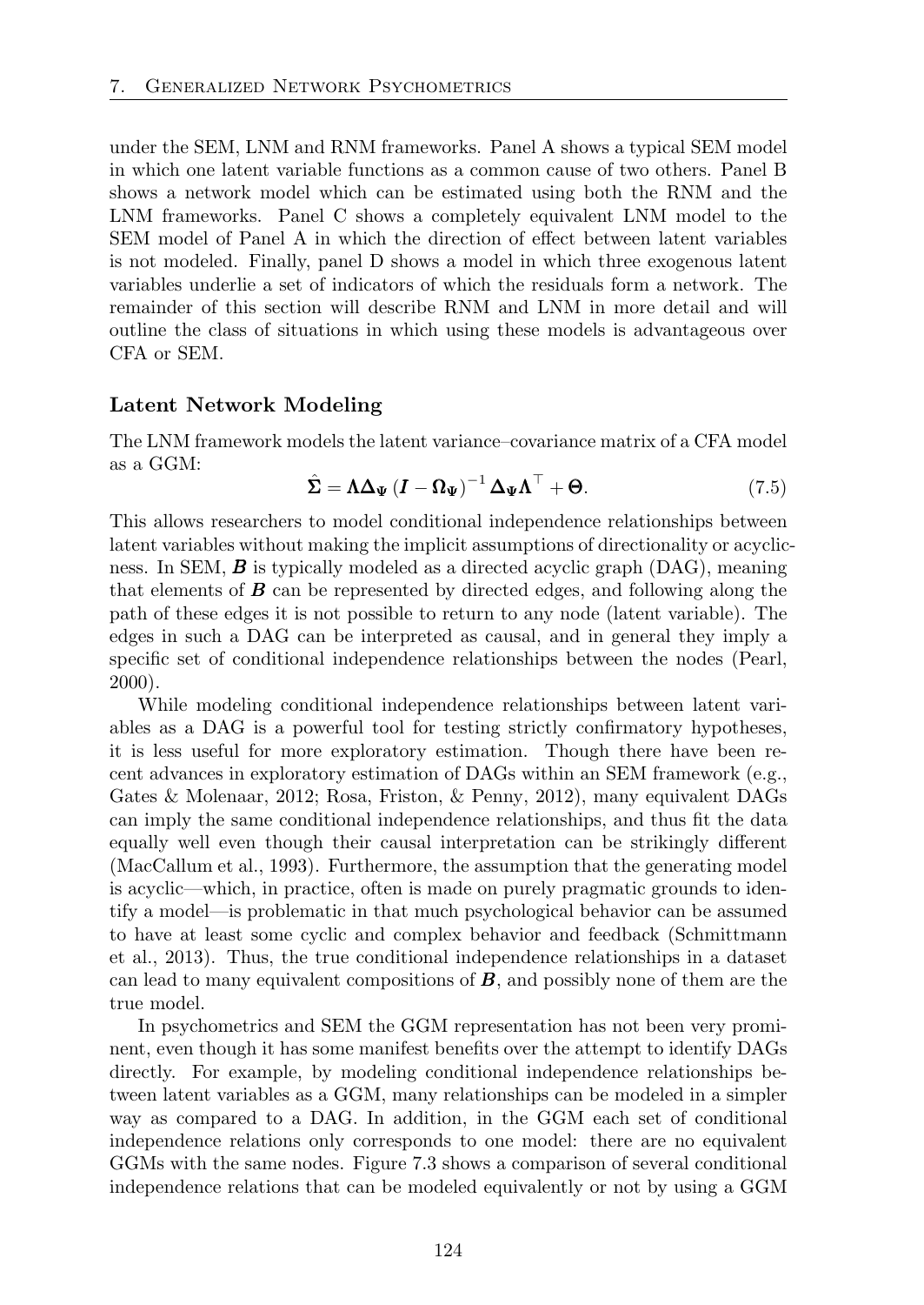under the SEM, LNM and RNM frameworks. Panel A shows a typical SEM model in which one latent variable functions as a common cause of two others. Panel B shows a network model which can be estimated using both the RNM and the LNM frameworks. Panel C shows a completely equivalent LNM model to the SEM model of Panel A in which the direction of effect between latent variables is not modeled. Finally, panel D shows a model in which three exogenous latent variables underlie a set of indicators of which the residuals form a network. The remainder of this section will describe RNM and LNM in more detail and will outline the class of situations in which using these models is advantageous over CFA or SEM.

### Latent Network Modeling

The LNM framework models the latent variance–covariance matrix of a CFA model as a GGM:

$$\hat{\boldsymbol{\Sigma}} = \boldsymbol{\Lambda}\boldsymbol{\Delta}_{\boldsymbol{\Psi}} \left(\boldsymbol{I} - \boldsymbol{\Omega}_{\boldsymbol{\Psi}}\right)^{-1} \boldsymbol{\Delta}_{\boldsymbol{\Psi}}\boldsymbol{\Lambda}^{\top} + \boldsymbol{\Theta}. \tag{7.5}$$

This allows researchers to model conditional independence relationships between latent variables without making the implicit assumptions of directionality or acyclicness. In SEM, $\boldsymbol{B}$ is typically modeled as a directed acyclic graph (DAG), meaning that elements of $\boldsymbol{B}$ can be represented by directed edges, and following along the path of these edges it is not possible to return to any node (latent variable). The edges in such a DAG can be interpreted as causal, and in general they imply a specific set of conditional independence relationships between the nodes (Pearl, 2000).

While modeling conditional independence relationships between latent variables as a DAG is a powerful tool for testing strictly confirmatory hypotheses, it is less useful for more exploratory estimation. Though there have been recent advances in exploratory estimation of DAGs within an SEM framework (e.g., Gates & Molenaar, 2012; Rosa, Friston, & Penny, 2012), many equivalent DAGs can imply the same conditional independence relationships, and thus fit the data equally well even though their causal interpretation can be strikingly different (MacCallum et al., 1993). Furthermore, the assumption that the generating model is acyclic—which, in practice, often is made on purely pragmatic grounds to identify a model—is problematic in that much psychological behavior can be assumed to have at least some cyclic and complex behavior and feedback (Schmittmann et al., 2013). Thus, the true conditional independence relationships in a dataset can lead to many equivalent compositions of $\boldsymbol{B}$, and possibly none of them are the true model.

In psychometrics and SEM the GGM representation has not been very prominent, even though it has some manifest benefits over the attempt to identify DAGs directly. For example, by modeling conditional independence relationships between latent variables as a GGM, many relationships can be modeled in a simpler way as compared to a DAG. In addition, in the GGM each set of conditional independence relations only corresponds to one model: there are no equivalent GGMs with the same nodes. Figure 7.3 shows a comparison of several conditional independence relations that can be modeled equivalently or not by using a GGM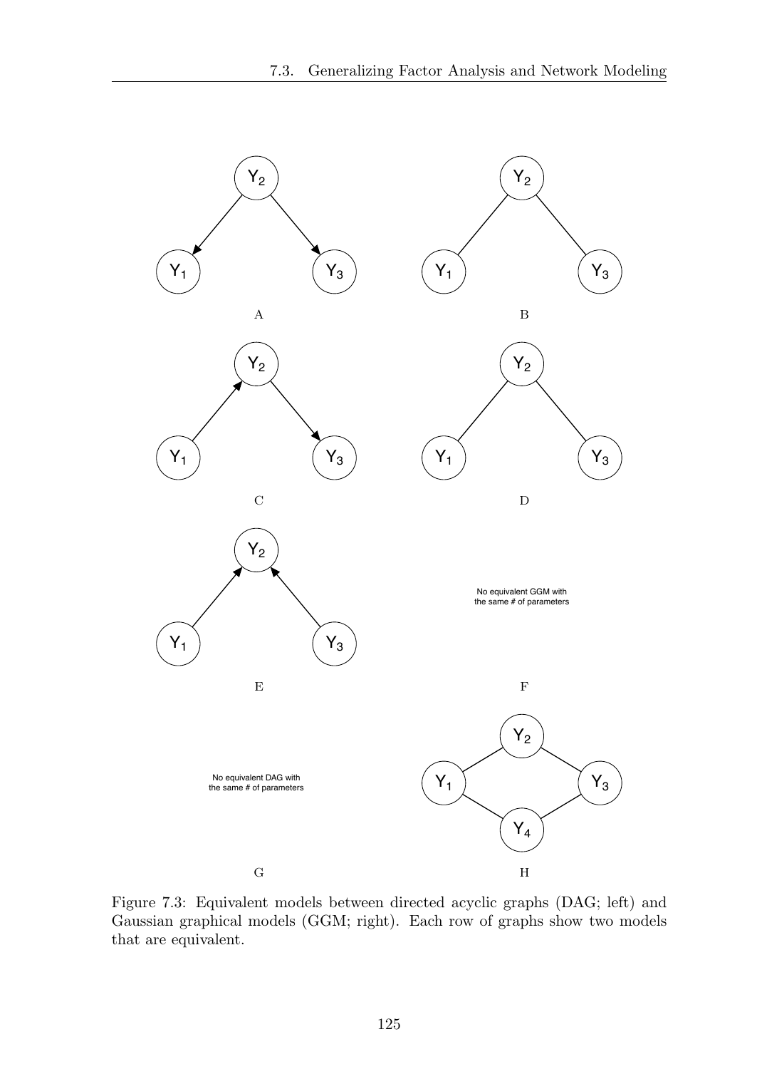Figure 7.3: Equivalent models between directed acyclic graphs (DAG; left) and Gaussian graphical models (GGM; right). Each row of graphs show two models that are equivalent.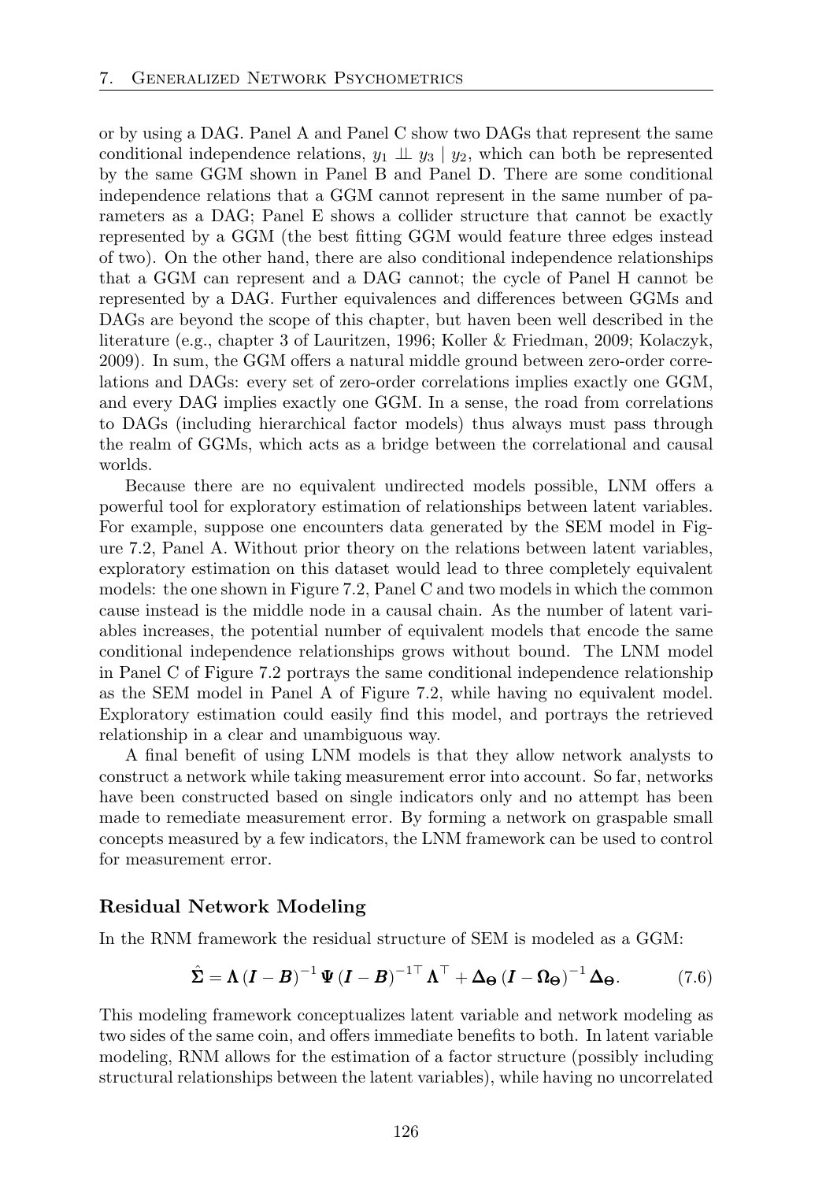or by using a DAG. Panel A and Panel C show two DAGs that represent the same conditional independence relations, $y_1 \perp\!\!\!\perp y_3 \mid y_2$, which can both be represented by the same GGM shown in Panel B and Panel D. There are some conditional independence relations that a GGM cannot represent in the same number of parameters as a DAG; Panel E shows a collider structure that cannot be exactly represented by a GGM (the best fitting GGM would feature three edges instead of two). On the other hand, there are also conditional independence relationships that a GGM can represent and a DAG cannot; the cycle of Panel H cannot be represented by a DAG. Further equivalences and differences between GGMs and DAGs are beyond the scope of this chapter, but haven been well described in the literature (e.g., chapter 3 of Lauritzen, 1996; Koller & Friedman, 2009; Kolaczyk, 2009). In sum, the GGM offers a natural middle ground between zero-order correlations and DAGs: every set of zero-order correlations implies exactly one GGM, and every DAG implies exactly one GGM. In a sense, the road from correlations to DAGs (including hierarchical factor models) thus always must pass through the realm of GGMs, which acts as a bridge between the correlational and causal worlds.

Because there are no equivalent undirected models possible, LNM offers a powerful tool for exploratory estimation of relationships between latent variables. For example, suppose one encounters data generated by the SEM model in Figure 7.2, Panel A. Without prior theory on the relations between latent variables, exploratory estimation on this dataset would lead to three completely equivalent models: the one shown in Figure 7.2, Panel C and two models in which the common cause instead is the middle node in a causal chain. As the number of latent variables increases, the potential number of equivalent models that encode the same conditional independence relationships grows without bound. The LNM model in Panel C of Figure 7.2 portrays the same conditional independence relationship as the SEM model in Panel A of Figure 7.2, while having no equivalent model. Exploratory estimation could easily find this model, and portrays the retrieved relationship in a clear and unambiguous way.

A final benefit of using LNM models is that they allow network analysts to construct a network while taking measurement error into account. So far, networks have been constructed based on single indicators only and no attempt has been made to remediate measurement error. By forming a network on graspable small concepts measured by a few indicators, the LNM framework can be used to control for measurement error.

### Residual Network Modeling

In the RNM framework the residual structure of SEM is modeled as a GGM:

$$\hat{\boldsymbol{\Sigma}} = \boldsymbol{\Lambda} \left(\boldsymbol{I} - \boldsymbol{B}\right)^{-1} \boldsymbol{\Psi} \left(\boldsymbol{I} - \boldsymbol{B}\right)^{-1\top} \boldsymbol{\Lambda}^{\top} + \boldsymbol{\Delta}_{\boldsymbol{\Theta}} \left(\boldsymbol{I} - \boldsymbol{\Omega}_{\boldsymbol{\Theta}}\right)^{-1} \boldsymbol{\Delta}_{\boldsymbol{\Theta}}. \quad (7.6)$$

This modeling framework conceptualizes latent variable and network modeling as two sides of the same coin, and offers immediate benefits to both. In latent variable modeling, RNM allows for the estimation of a factor structure (possibly including structural relationships between the latent variables), while having no uncorrelated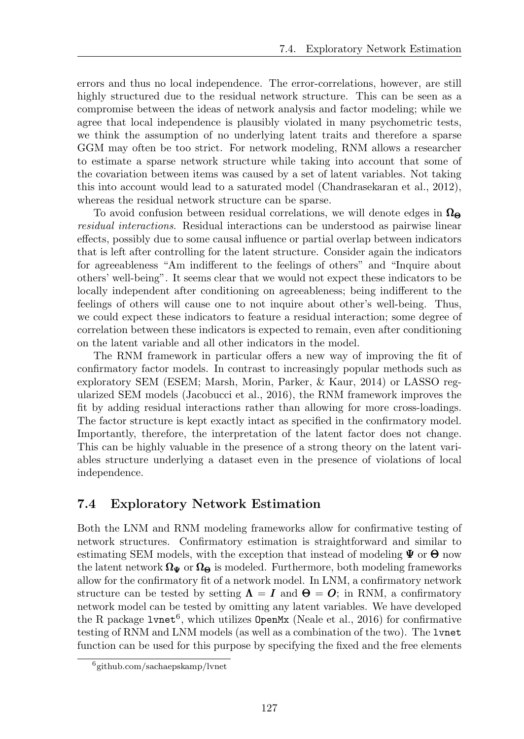errors and thus no local independence. The error-correlations, however, are still highly structured due to the residual network structure. This can be seen as a compromise between the ideas of network analysis and factor modeling; while we agree that local independence is plausibly violated in many psychometric tests, we think the assumption of no underlying latent traits and therefore a sparse GGM may often be too strict. For network modeling, RNM allows a researcher to estimate a sparse network structure while taking into account that some of the covariation between items was caused by a set of latent variables. Not taking this into account would lead to a saturated model (Chandrasekaran et al., 2012), whereas the residual network structure can be sparse.

To avoid confusion between residual correlations, we will denote edges in $\boldsymbol{\Omega}_{\boldsymbol{\Theta}}$ *residual interactions*. Residual interactions can be understood as pairwise linear effects, possibly due to some causal influence or partial overlap between indicators that is left after controlling for the latent structure. Consider again the indicators for agreeableness "Am indifferent to the feelings of others" and "Inquire about others' well-being". It seems clear that we would not expect these indicators to be locally independent after conditioning on agreeableness; being indifferent to the feelings of others will cause one to not inquire about other's well-being. Thus, we could expect these indicators to feature a residual interaction; some degree of correlation between these indicators is expected to remain, even after conditioning on the latent variable and all other indicators in the model.

The RNM framework in particular offers a new way of improving the fit of confirmatory factor models. In contrast to increasingly popular methods such as exploratory SEM (ESEM; Marsh, Morin, Parker, & Kaur, 2014) or LASSO regularized SEM models (Jacobucci et al., 2016), the RNM framework improves the fit by adding residual interactions rather than allowing for more cross-loadings. The factor structure is kept exactly intact as specified in the confirmatory model. Importantly, therefore, the interpretation of the latent factor does not change. This can be highly valuable in the presence of a strong theory on the latent variables structure underlying a dataset even in the presence of violations of local independence.

## 7.4 Exploratory Network Estimation

Both the LNM and RNM modeling frameworks allow for confirmative testing of network structures. Confirmatory estimation is straightforward and similar to estimating SEM models, with the exception that instead of modeling $\boldsymbol{\Psi}$ or $\boldsymbol{\Theta}$ now the latent network $\boldsymbol{\Omega}_{\boldsymbol{\Psi}}$ or $\boldsymbol{\Omega}_{\boldsymbol{\Theta}}$ is modeled. Furthermore, both modeling frameworks allow for the confirmatory fit of a network model. In LNM, a confirmatory network structure can be tested by setting $\boldsymbol{\Lambda} = \boldsymbol{I}$ and $\boldsymbol{\Theta} = \boldsymbol{O}$; in RNM, a confirmatory network model can be tested by omitting any latent variables. We have developed the R package `lvnet`[6], which utilizes `OpenMx` (Neale et al., 2016) for confirmative testing of RNM and LNM models (as well as a combination of the two). The `lvnet` function can be used for this purpose by specifying the fixed and the free elements

[6] github.com/sachaepskamp/lvnet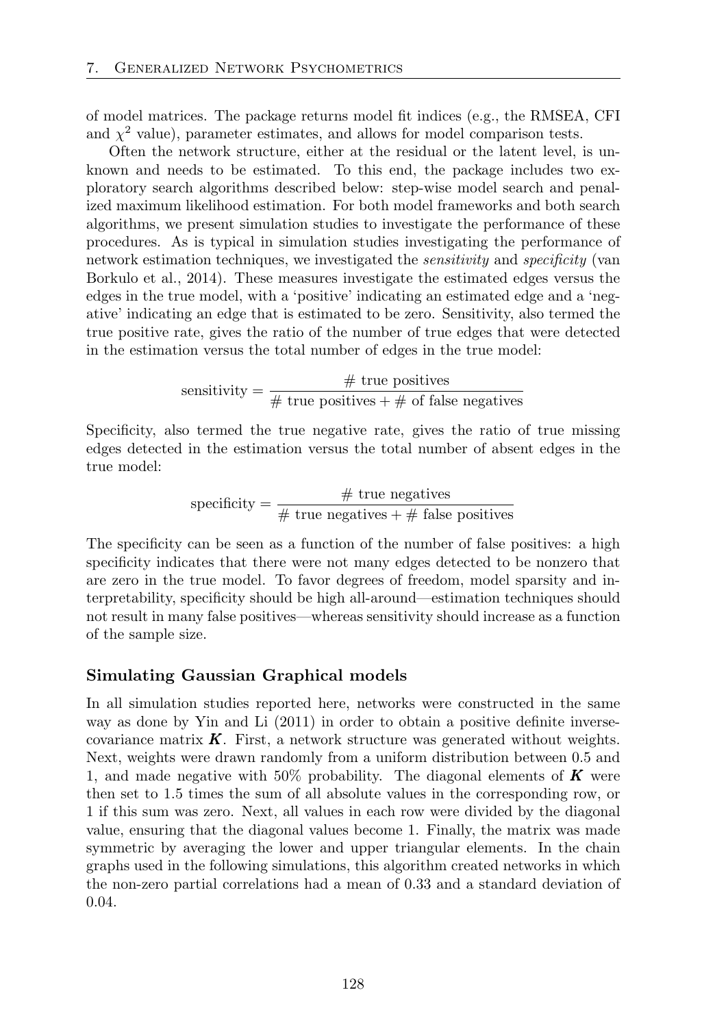of model matrices. The package returns model fit indices (e.g., the RMSEA, CFI and $\chi^2$ value), parameter estimates, and allows for model comparison tests.

Often the network structure, either at the residual or the latent level, is unknown and needs to be estimated. To this end, the package includes two exploratory search algorithms described below: step-wise model search and penalized maximum likelihood estimation. For both model frameworks and both search algorithms, we present simulation studies to investigate the performance of these procedures. As is typical in simulation studies investigating the performance of network estimation techniques, we investigated the *sensitivity* and *specificity* (van Borkulo et al., 2014). These measures investigate the estimated edges versus the edges in the true model, with a 'positive' indicating an estimated edge and a 'negative' indicating an edge that is estimated to be zero. Sensitivity, also termed the true positive rate, gives the ratio of the number of true edges that were detected in the estimation versus the total number of edges in the true model:

$$\text{sensitivity} = \frac{\#\text{ true positives}}{\#\text{ true positives} + \#\text{ of false negatives}}$$

Specificity, also termed the true negative rate, gives the ratio of true missing edges detected in the estimation versus the total number of absent edges in the true model:

$$\text{specificity} = \frac{\#\text{ true negatives}}{\#\text{ true negatives} + \#\text{ false positives}}$$

The specificity can be seen as a function of the number of false positives: a high specificity indicates that there were not many edges detected to be nonzero that are zero in the true model. To favor degrees of freedom, model sparsity and interpretability, specificity should be high all-around—estimation techniques should not result in many false positives—whereas sensitivity should increase as a function of the sample size.

### Simulating Gaussian Graphical models

In all simulation studies reported here, networks were constructed in the same way as done by Yin and Li (2011) in order to obtain a positive definite inverse-covariance matrix $\boldsymbol{K}$. First, a network structure was generated without weights. Next, weights were drawn randomly from a uniform distribution between 0.5 and 1, and made negative with 50% probability. The diagonal elements of $\boldsymbol{K}$ were then set to 1.5 times the sum of all absolute values in the corresponding row, or 1 if this sum was zero. Next, all values in each row were divided by the diagonal value, ensuring that the diagonal values become 1. Finally, the matrix was made symmetric by averaging the lower and upper triangular elements. In the chain graphs used in the following simulations, this algorithm created networks in which the non-zero partial correlations had a mean of 0.33 and a standard deviation of 0.04.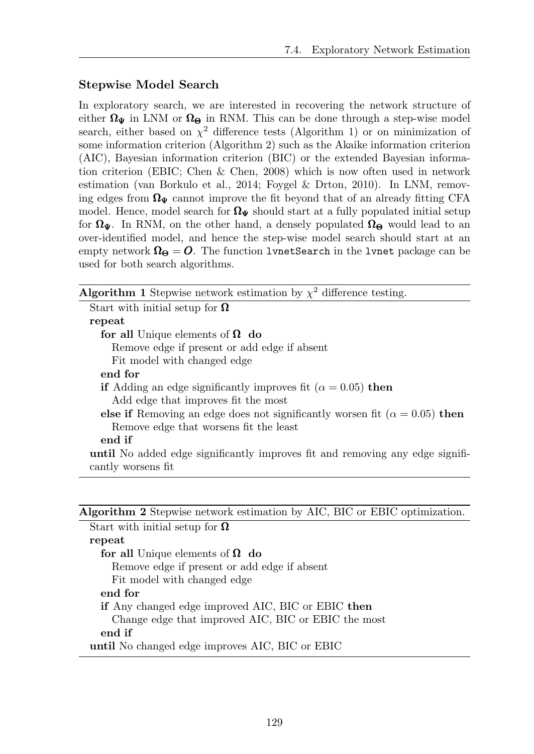### Stepwise Model Search

In exploratory search, we are interested in recovering the network structure of either $\boldsymbol{\Omega}_{\boldsymbol{\Psi}}$ in LNM or $\boldsymbol{\Omega}_{\boldsymbol{\Theta}}$ in RNM. This can be done through a step-wise model search, either based on $\chi^2$ difference tests (Algorithm 1) or on minimization of some information criterion (Algorithm 2) such as the Akaike information criterion (AIC), Bayesian information criterion (BIC) or the extended Bayesian information criterion (EBIC; Chen & Chen, 2008) which is now often used in network estimation (van Borkulo et al., 2014; Foygel & Drton, 2010). In LNM, removing edges from $\boldsymbol{\Omega}_{\boldsymbol{\Psi}}$ cannot improve the fit beyond that of an already fitting CFA model. Hence, model search for $\boldsymbol{\Omega}_{\boldsymbol{\Psi}}$ should start at a fully populated initial setup for $\boldsymbol{\Omega}_{\boldsymbol{\Psi}}$. In RNM, on the other hand, a densely populated $\boldsymbol{\Omega}_{\boldsymbol{\Theta}}$ would lead to an over-identified model, and hence the step-wise model search should start at an empty network $\boldsymbol{\Omega}_{\boldsymbol{\Theta}} = \boldsymbol{O}$. The function `lvnetSearch` in the `lvnet` package can be used for both search algorithms.

---

**Algorithm 1** Stepwise network estimation by $\chi^2$ difference testing.

```
Start with initial setup for Ω
repeat
    for all Unique elements of Ω do
        Remove edge if present or add edge if absent
        Fit model with changed edge
    end for
    if Adding an edge significantly improves fit (α = 0.05) then
        Add edge that improves fit the most
    else if Removing an edge does not significantly worsen fit (α = 0.05) then
        Remove edge that worsens fit the least
    end if
until No added edge significantly improves fit and removing any edge significantly worsens fit
```

---

**Algorithm 2** Stepwise network estimation by AIC, BIC or EBIC optimization.

```
Start with initial setup for Ω
repeat
    for all Unique elements of Ω do
        Remove edge if present or add edge if absent
        Fit model with changed edge
    end for
    if Any changed edge improved AIC, BIC or EBIC then
        Change edge that improved AIC, BIC or EBIC the most
    end if
until No changed edge improves AIC, BIC or EBIC
```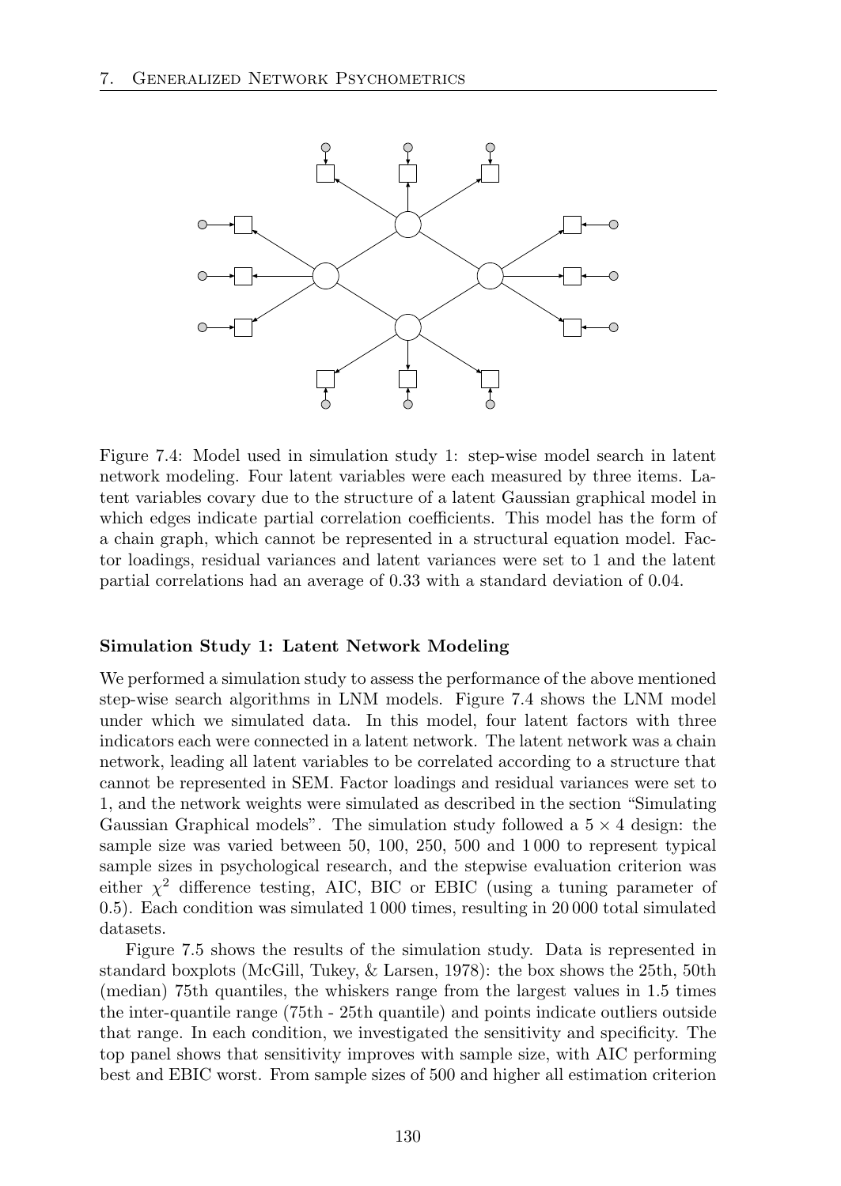Figure 7.4: Model used in simulation study 1: step-wise model search in latent network modeling. Four latent variables were each measured by three items. Latent variables covary due to the structure of a latent Gaussian graphical model in which edges indicate partial correlation coefficients. This model has the form of a chain graph, which cannot be represented in a structural equation model. Factor loadings, residual variances and latent variances were set to 1 and the latent partial correlations had an average of 0.33 with a standard deviation of 0.04.

#### Simulation Study 1: Latent Network Modeling

We performed a simulation study to assess the performance of the above mentioned step-wise search algorithms in LNM models. Figure 7.4 shows the LNM model under which we simulated data. In this model, four latent factors with three indicators each were connected in a latent network. The latent network was a chain network, leading all latent variables to be correlated according to a structure that cannot be represented in SEM. Factor loadings and residual variances were set to 1, and the network weights were simulated as described in the section "Simulating Gaussian Graphical models". The simulation study followed a $5 \times 4$ design: the sample size was varied between 50, 100, 250, 500 and 1 000 to represent typical sample sizes in psychological research, and the stepwise evaluation criterion was either $\chi^2$ difference testing, AIC, BIC or EBIC (using a tuning parameter of 0.5). Each condition was simulated 1 000 times, resulting in 20 000 total simulated datasets.

Figure 7.5 shows the results of the simulation study. Data is represented in standard boxplots (McGill, Tukey, & Larsen, 1978): the box shows the 25th, 50th (median) 75th quantiles, the whiskers range from the largest values in 1.5 times the inter-quantile range (75th - 25th quantile) and points indicate outliers outside that range. In each condition, we investigated the sensitivity and specificity. The top panel shows that sensitivity improves with sample size, with AIC performing best and EBIC worst. From sample sizes of 500 and higher all estimation criterion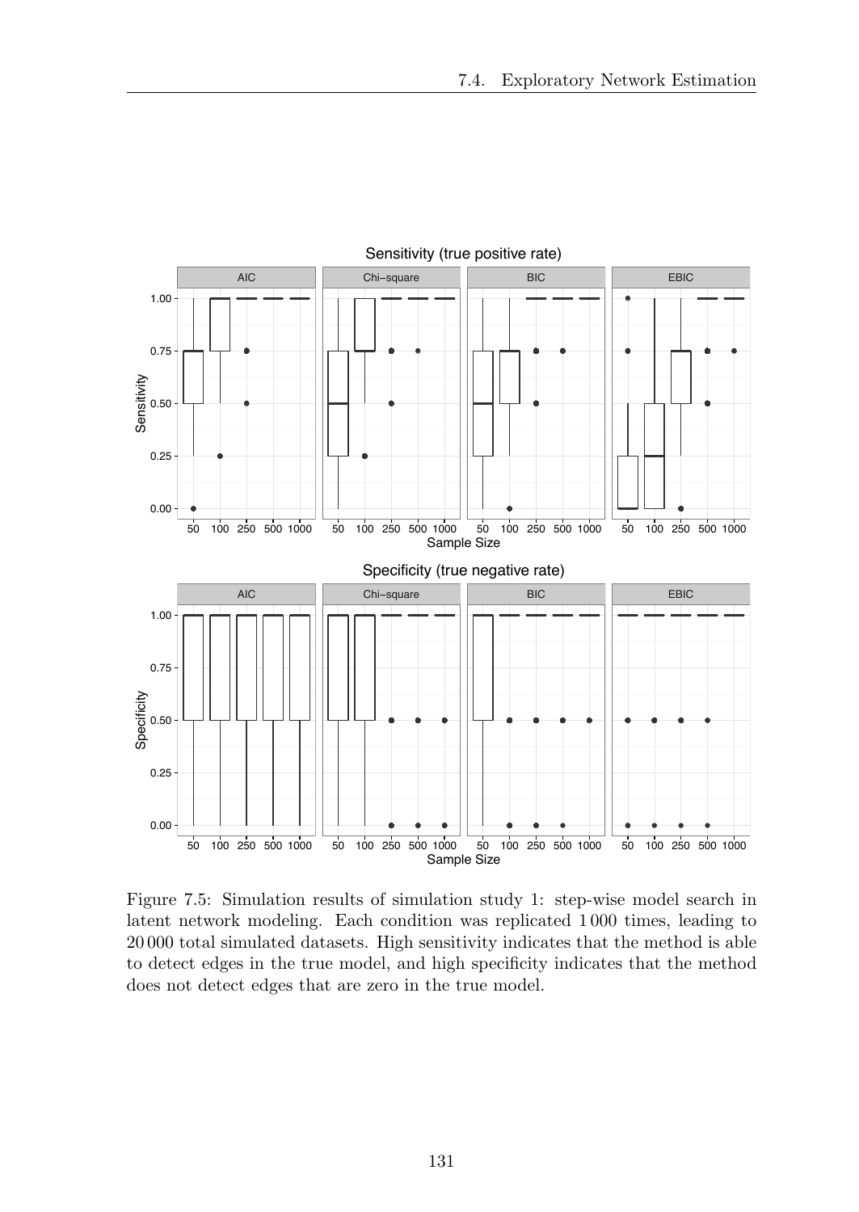Figure 7.5: Simulation results of simulation study 1: step-wise model search in latent network modeling. Each condition was replicated 1 000 times, leading to 20 000 total simulated datasets. High sensitivity indicates that the method is able to detect edges in the true model, and high specificity indicates that the method does not detect edges that are zero in the true model.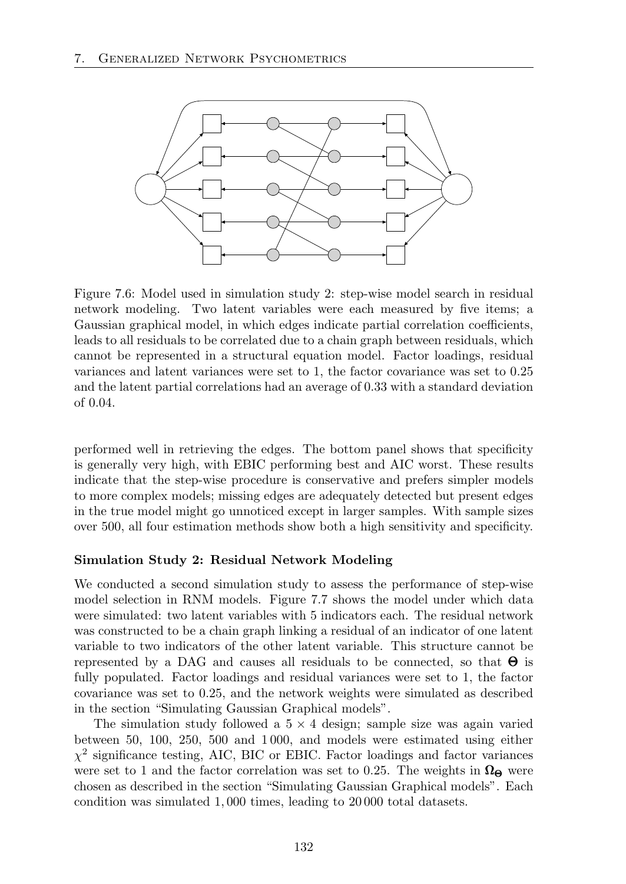Figure 7.6: Model used in simulation study 2: step-wise model search in residual network modeling. Two latent variables were each measured by five items; a Gaussian graphical model, in which edges indicate partial correlation coefficients, leads to all residuals to be correlated due to a chain graph between residuals, which cannot be represented in a structural equation model. Factor loadings, residual variances and latent variances were set to 1, the factor covariance was set to 0.25 and the latent partial correlations had an average of 0.33 with a standard deviation of 0.04.

performed well in retrieving the edges. The bottom panel shows that specificity is generally very high, with EBIC performing best and AIC worst. These results indicate that the step-wise procedure is conservative and prefers simpler models to more complex models; missing edges are adequately detected but present edges in the true model might go unnoticed except in larger samples. With sample sizes over 500, all four estimation methods show both a high sensitivity and specificity.

#### Simulation Study 2: Residual Network Modeling

We conducted a second simulation study to assess the performance of step-wise model selection in RNM models. Figure 7.7 shows the model under which data were simulated: two latent variables with 5 indicators each. The residual network was constructed to be a chain graph linking a residual of an indicator of one latent variable to two indicators of the other latent variable. This structure cannot be represented by a DAG and causes all residuals to be connected, so that $\boldsymbol{\Theta}$ is fully populated. Factor loadings and residual variances were set to 1, the factor covariance was set to 0.25, and the network weights were simulated as described in the section "Simulating Gaussian Graphical models".

The simulation study followed a $5 \times 4$ design; sample size was again varied between 50, 100, 250, 500 and 1 000, and models were estimated using either $\chi^2$ significance testing, AIC, BIC or EBIC. Factor loadings and factor variances were set to 1 and the factor correlation was set to 0.25. The weights in $\boldsymbol{\Omega}_{\boldsymbol{\Theta}}$ were chosen as described in the section "Simulating Gaussian Graphical models". Each condition was simulated 1,000 times, leading to 20 000 total datasets.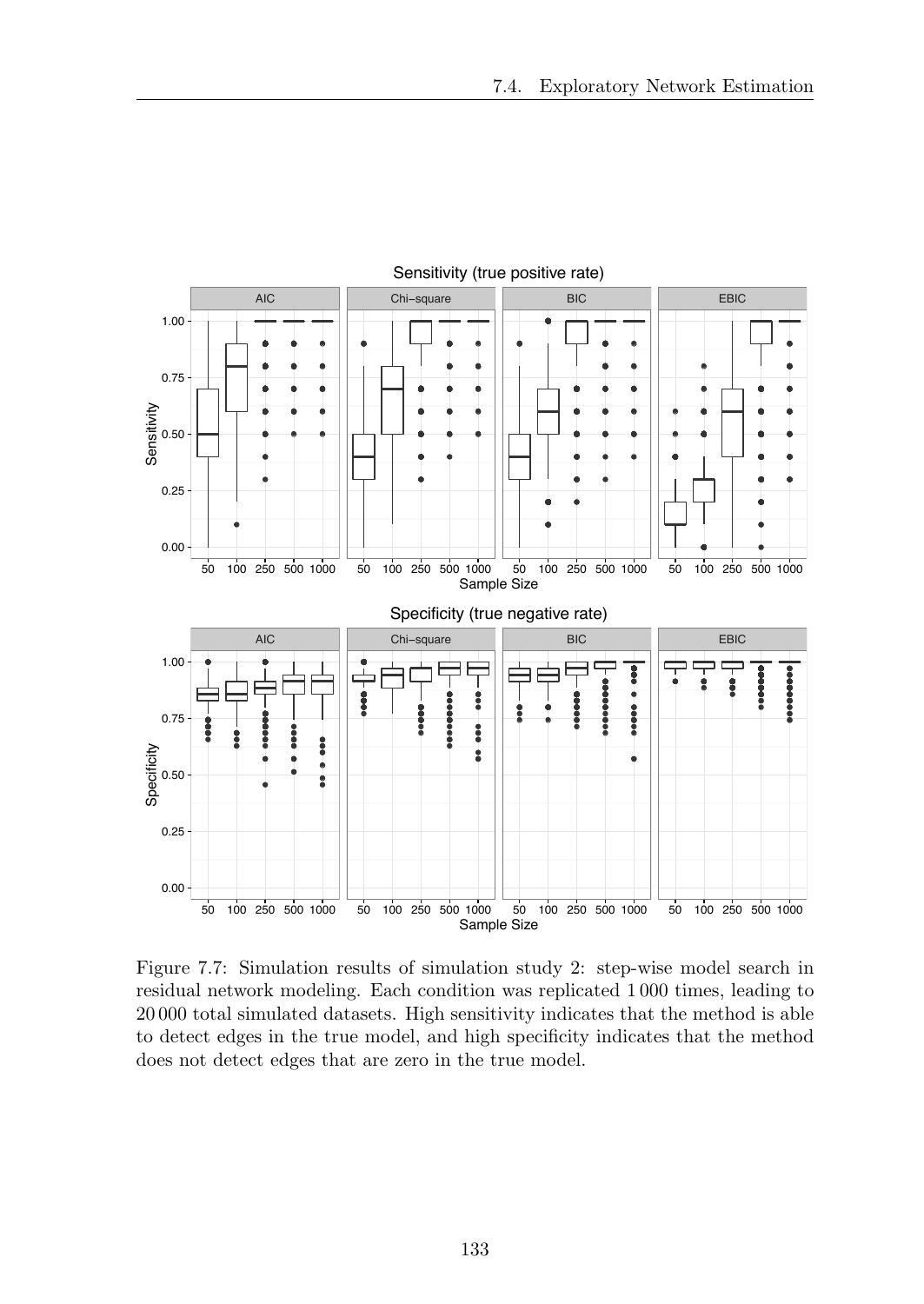Figure 7.7: Simulation results of simulation study 2: step-wise model search in residual network modeling. Each condition was replicated 1 000 times, leading to 20 000 total simulated datasets. High sensitivity indicates that the method is able to detect edges in the true model, and high specificity indicates that the method does not detect edges that are zero in the true model.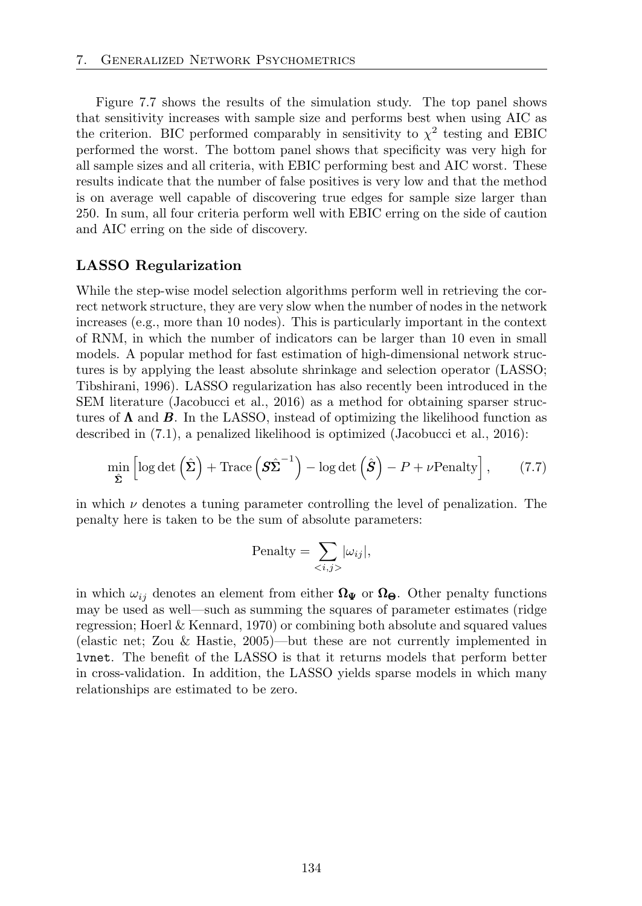Figure 7.7 shows the results of the simulation study. The top panel shows that sensitivity increases with sample size and performs best when using AIC as the criterion. BIC performed comparably in sensitivity to $\chi^2$ testing and EBIC performed the worst. The bottom panel shows that specificity was very high for all sample sizes and all criteria, with EBIC performing best and AIC worst. These results indicate that the number of false positives is very low and that the method is on average well capable of discovering true edges for sample size larger than 250. In sum, all four criteria perform well with EBIC erring on the side of caution and AIC erring on the side of discovery.

### LASSO Regularization

While the step-wise model selection algorithms perform well in retrieving the correct network structure, they are very slow when the number of nodes in the network increases (e.g., more than 10 nodes). This is particularly important in the context of RNM, in which the number of indicators can be larger than 10 even in small models. A popular method for fast estimation of high-dimensional network structures is by applying the least absolute shrinkage and selection operator (LASSO; Tibshirani, 1996). LASSO regularization has also recently been introduced in the SEM literature (Jacobucci et al., 2016) as a method for obtaining sparser structures of $\boldsymbol{\Lambda}$ and $\boldsymbol{B}$. In the LASSO, instead of optimizing the likelihood function as described in (7.1), a penalized likelihood is optimized (Jacobucci et al., 2016):

$$\min_{\hat{\boldsymbol{\Sigma}}} \left[ \log \det \left( \hat{\boldsymbol{\Sigma}} \right) + \text{Trace} \left( \boldsymbol{S} \hat{\boldsymbol{\Sigma}}^{-1} \right) - \log \det \left( \hat{\boldsymbol{S}} \right) - P + \nu \text{Penalty} \right], \tag{7.7}$$

in which $\nu$ denotes a tuning parameter controlling the level of penalization. The penalty here is taken to be the sum of absolute parameters:

$$\text{Penalty} = \sum_{<i,j>} |\omega_{ij}|,$$

in which $\omega_{ij}$ denotes an element from either $\boldsymbol{\Omega}_{\boldsymbol{\Psi}}$ or $\boldsymbol{\Omega}_{\boldsymbol{\Theta}}$. Other penalty functions may be used as well—such as summing the squares of parameter estimates (ridge regression; Hoerl & Kennard, 1970) or combining both absolute and squared values (elastic net; Zou & Hastie, 2005)—but these are not currently implemented in `lvnet`. The benefit of the LASSO is that it returns models that perform better in cross-validation. In addition, the LASSO yields sparse models in which many relationships are estimated to be zero.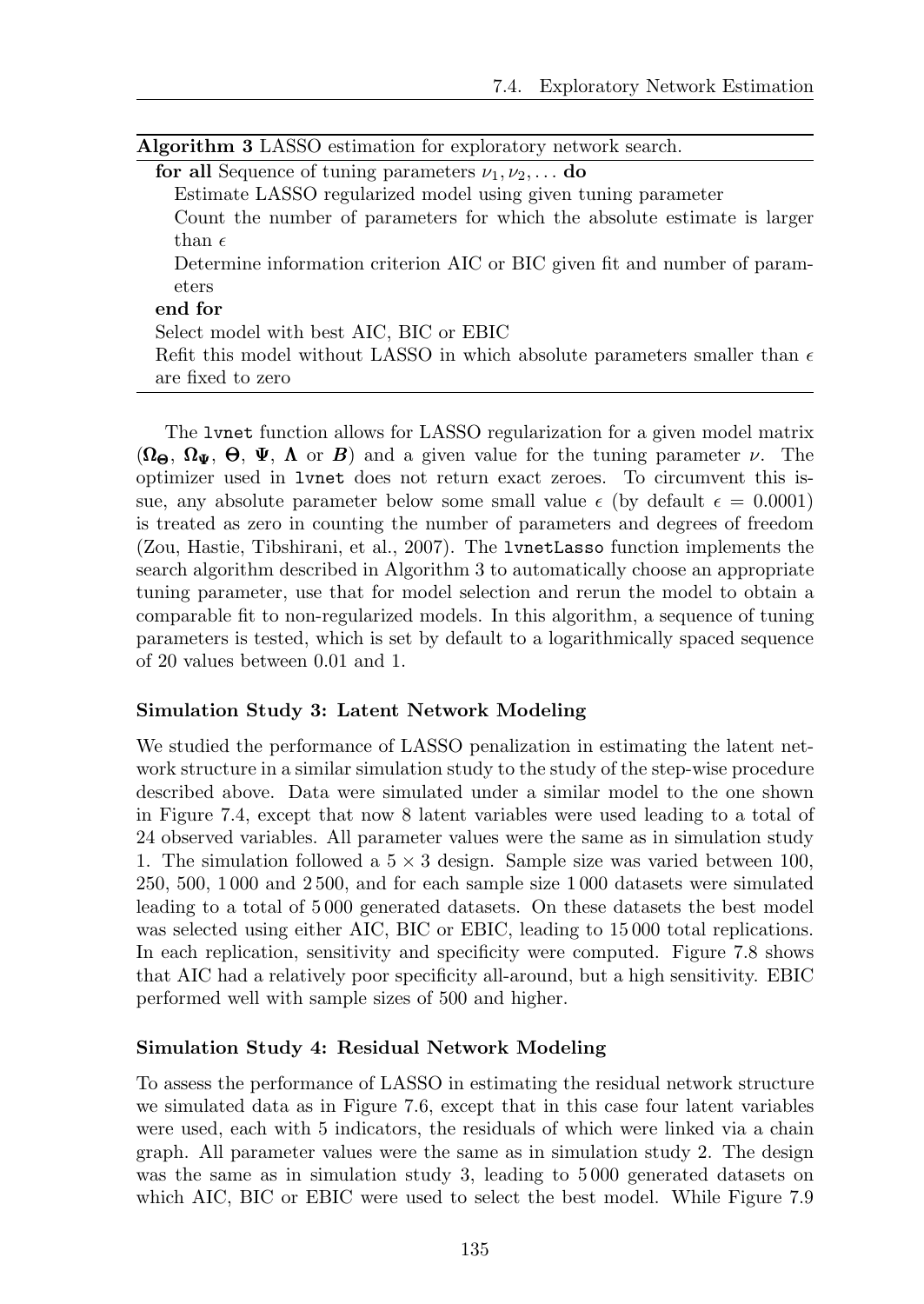**Algorithm 3** LASSO estimation for exploratory network search.

**for all** Sequence of tuning parameters $\nu_1, \nu_2, \ldots$ **do**

  Estimate LASSO regularized model using given tuning parameter

  Count the number of parameters for which the absolute estimate is larger than $\epsilon$

  Determine information criterion AIC or BIC given fit and number of parameters

**end for**

Select model with best AIC, BIC or EBIC

Refit this model without LASSO in which absolute parameters smaller than $\epsilon$ are fixed to zero

The `lvnet` function allows for LASSO regularization for a given model matrix ($\boldsymbol{\Omega_\Theta}$, $\boldsymbol{\Omega_\Psi}$, $\boldsymbol{\Theta}$, $\boldsymbol{\Psi}$, $\boldsymbol{\Lambda}$ or $\boldsymbol{B}$) and a given value for the tuning parameter $\nu$. The optimizer used in `lvnet` does not return exact zeroes. To circumvent this issue, any absolute parameter below some small value $\epsilon$ (by default $\epsilon = 0.0001$) is treated as zero in counting the number of parameters and degrees of freedom (Zou, Hastie, Tibshirani, et al., 2007). The `lvnetLasso` function implements the search algorithm described in Algorithm 3 to automatically choose an appropriate tuning parameter, use that for model selection and rerun the model to obtain a comparable fit to non-regularized models. In this algorithm, a sequence of tuning parameters is tested, which is set by default to a logarithmically spaced sequence of 20 values between 0.01 and 1.

#### Simulation Study 3: Latent Network Modeling

We studied the performance of LASSO penalization in estimating the latent network structure in a similar simulation study to the study of the step-wise procedure described above. Data were simulated under a similar model to the one shown in Figure 7.4, except that now 8 latent variables were used leading to a total of 24 observed variables. All parameter values were the same as in simulation study 1. The simulation followed a $5 \times 3$ design. Sample size was varied between 100, 250, 500, 1 000 and 2 500, and for each sample size 1 000 datasets were simulated leading to a total of 5 000 generated datasets. On these datasets the best model was selected using either AIC, BIC or EBIC, leading to 15 000 total replications. In each replication, sensitivity and specificity were computed. Figure 7.8 shows that AIC had a relatively poor specificity all-around, but a high sensitivity. EBIC performed well with sample sizes of 500 and higher.

#### Simulation Study 4: Residual Network Modeling

To assess the performance of LASSO in estimating the residual network structure we simulated data as in Figure 7.6, except that in this case four latent variables were used, each with 5 indicators, the residuals of which were linked via a chain graph. All parameter values were the same as in simulation study 2. The design was the same as in simulation study 3, leading to 5 000 generated datasets on which AIC, BIC or EBIC were used to select the best model. While Figure 7.9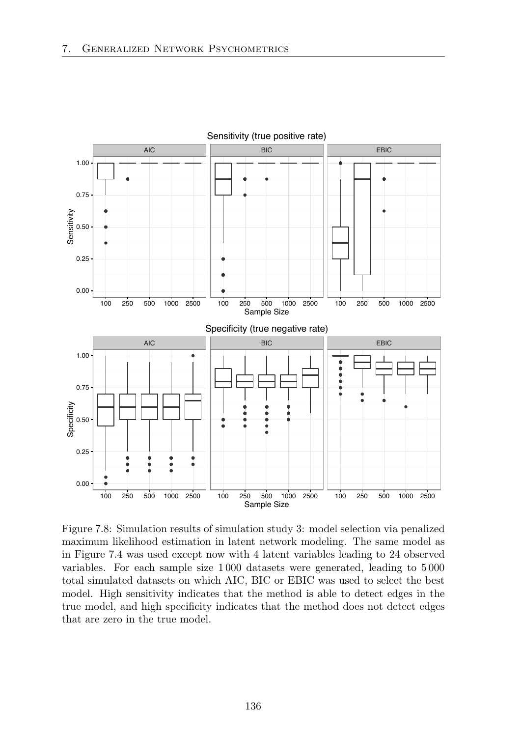Figure 7.8: Simulation results of simulation study 3: model selection via penalized maximum likelihood estimation in latent network modeling. The same model as in Figure 7.4 was used except now with 4 latent variables leading to 24 observed variables. For each sample size 1 000 datasets were generated, leading to 5 000 total simulated datasets on which AIC, BIC or EBIC was used to select the best model. High sensitivity indicates that the method is able to detect edges in the true model, and high specificity indicates that the method does not detect edges that are zero in the true model.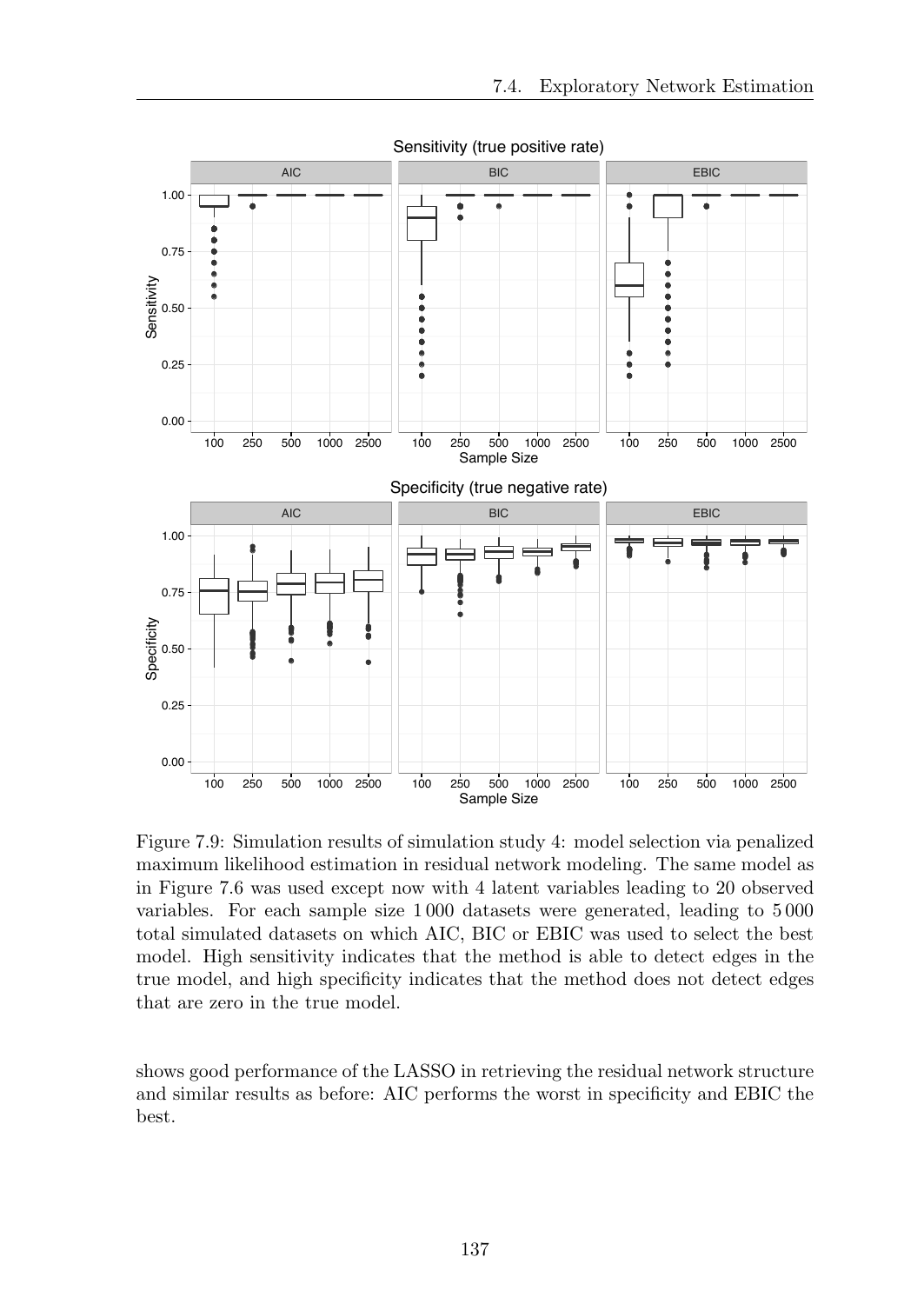Figure 7.9: Simulation results of simulation study 4: model selection via penalized maximum likelihood estimation in residual network modeling. The same model as in Figure 7.6 was used except now with 4 latent variables leading to 20 observed variables. For each sample size 1 000 datasets were generated, leading to 5 000 total simulated datasets on which AIC, BIC or EBIC was used to select the best model. High sensitivity indicates that the method is able to detect edges in the true model, and high specificity indicates that the method does not detect edges that are zero in the true model.

shows good performance of the LASSO in retrieving the residual network structure and similar results as before: AIC performs the worst in specificity and EBIC the best.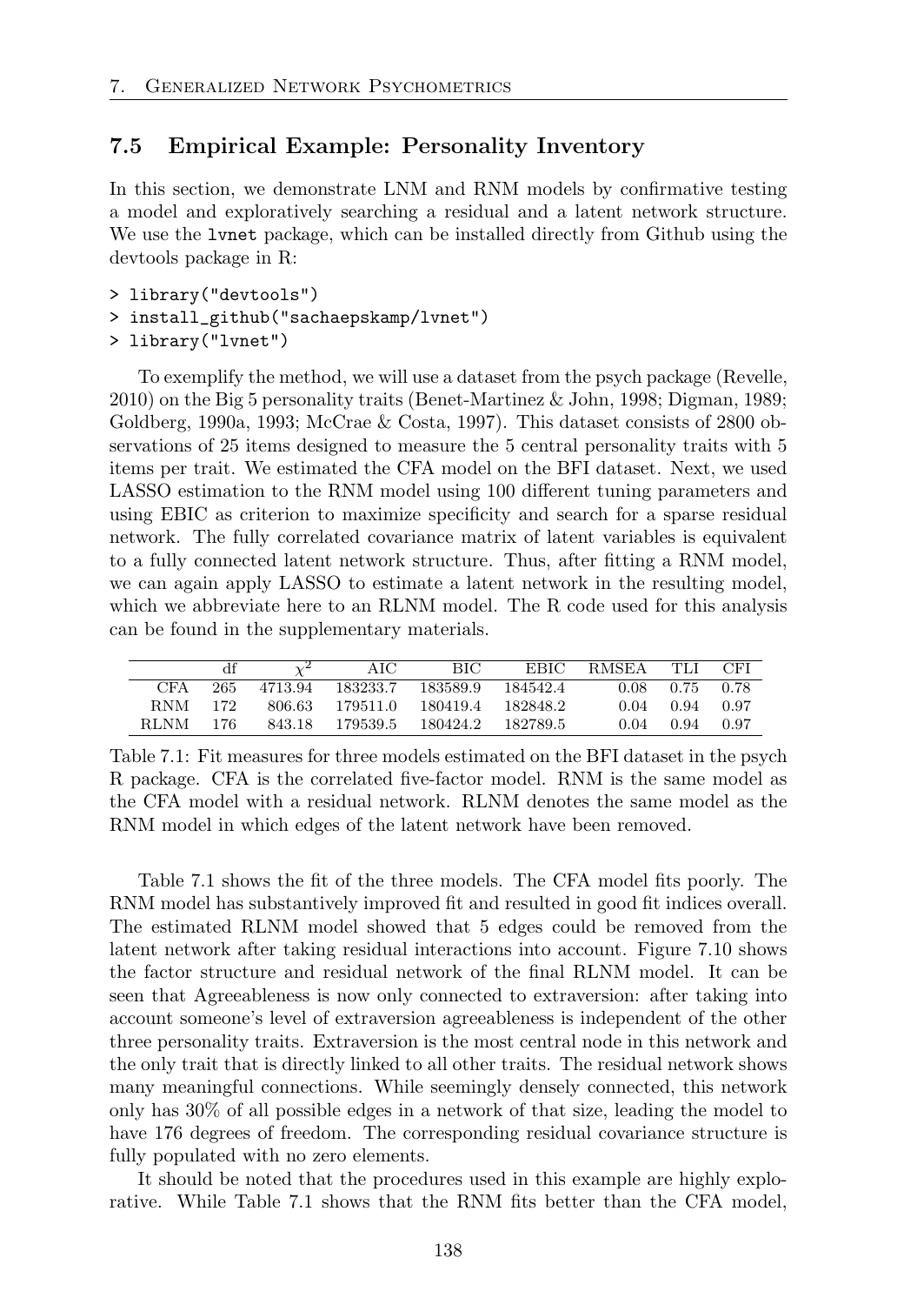## 7.5 Empirical Example: Personality Inventory

In this section, we demonstrate LNM and RNM models by confirmative testing a model and exploratively searching a residual and a latent network structure. We use the `lvnet` package, which can be installed directly from Github using the devtools package in R:

```
> library("devtools")
> install_github("sachaepskamp/lvnet")
> library("lvnet")
```

To exemplify the method, we will use a dataset from the psych package (Revelle, 2010) on the Big 5 personality traits (Benet-Martinez & John, 1998; Digman, 1989; Goldberg, 1990a, 1993; McCrae & Costa, 1997). This dataset consists of 2800 observations of 25 items designed to measure the 5 central personality traits with 5 items per trait. We estimated the CFA model on the BFI dataset. Next, we used LASSO estimation to the RNM model using 100 different tuning parameters and using EBIC as criterion to maximize specificity and search for a sparse residual network. The fully correlated covariance matrix of latent variables is equivalent to a fully connected latent network structure. Thus, after fitting a RNM model, we can again apply LASSO to estimate a latent network in the resulting model, which we abbreviate here to an RLNM model. The R code used for this analysis can be found in the supplementary materials.

| | df | $\chi^2$ | AIC | BIC | EBIC | RMSEA | TLI | CFI |
|---|---|---|---|---|---|---|---|---|
| CFA | 265 | 4713.94 | 183233.7 | 183589.9 | 184542.4 | 0.08 | 0.75 | 0.78 |
| RNM | 172 | 806.63 | 179511.0 | 180419.4 | 182848.2 | 0.04 | 0.94 | 0.97 |
| RLNM | 176 | 843.18 | 179539.5 | 180424.2 | 182789.5 | 0.04 | 0.94 | 0.97 |

Table 7.1: Fit measures for three models estimated on the BFI dataset in the psych R package. CFA is the correlated five-factor model. RNM is the same model as the CFA model with a residual network. RLNM denotes the same model as the RNM model in which edges of the latent network have been removed.

Table 7.1 shows the fit of the three models. The CFA model fits poorly. The RNM model has substantively improved fit and resulted in good fit indices overall. The estimated RLNM model showed that 5 edges could be removed from the latent network after taking residual interactions into account. Figure 7.10 shows the factor structure and residual network of the final RLNM model. It can be seen that Agreeableness is now only connected to extraversion: after taking into account someone's level of extraversion agreeableness is independent of the other three personality traits. Extraversion is the most central node in this network and the only trait that is directly linked to all other traits. The residual network shows many meaningful connections. While seemingly densely connected, this network only has 30% of all possible edges in a network of that size, leading the model to have 176 degrees of freedom. The corresponding residual covariance structure is fully populated with no zero elements.

It should be noted that the procedures used in this example are highly explorative. While Table 7.1 shows that the RNM fits better than the CFA model,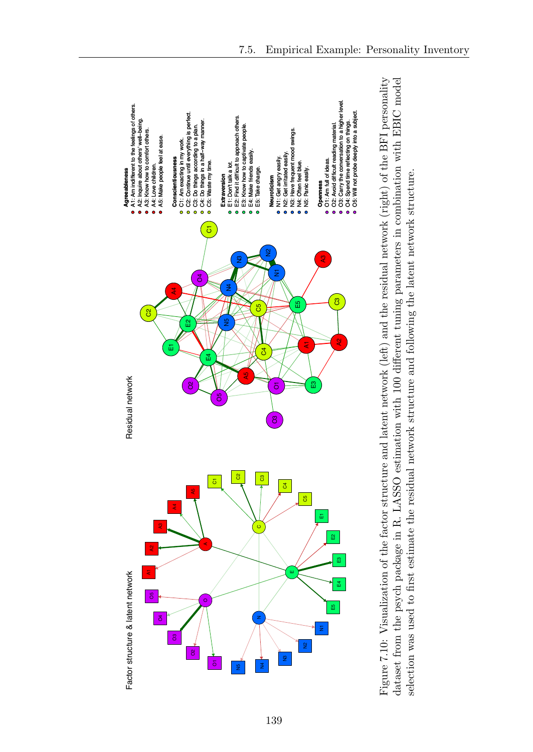Factor structure & latent network

Residual network

**Agreeableness**
- A1: Am indifferent to the feelings of others.
- A2: Inquire about others' well-being.
- A3: Know how to comfort others.
- A4: Love children.
- A5: Make people feel at ease.

**Conscientiousness**
- C1: Am exacting in my work.
- C2: Continue until everything is perfect.
- C3: Do things according to a plan.
- C4: Do things in a half-way manner.
- C5: Waste my time.

**Extraversion**
- E1: Don't talk a lot.
- E2: Find it difficult to approach others.
- E3: Know how to captivate people.
- E4: Make friends easily.
- E5: Take charge.

**Neuroticism**
- N1: Get angry easily.
- N2: Get irritated easily.
- N3: Have frequent mood swings.
- N4: Often feel blue.
- N5: Panic easily.

**Openness**
- O1: Am full of ideas.
- O2: Avoid difficult reading material.
- O3: Carry the conversation to a higher level.
- O4: Spend time reflecting on things.
- O5: Will not probe deeply into a subject.

Figure 7.10: Visualization of the factor structure and latent network (left) and the residual network (right) of the BFI personality dataset from the psych package in R. LASSO estimation with 100 different tuning parameters in combination with EBIC model selection was used to first estimate the residual network structure and following the latent network structure.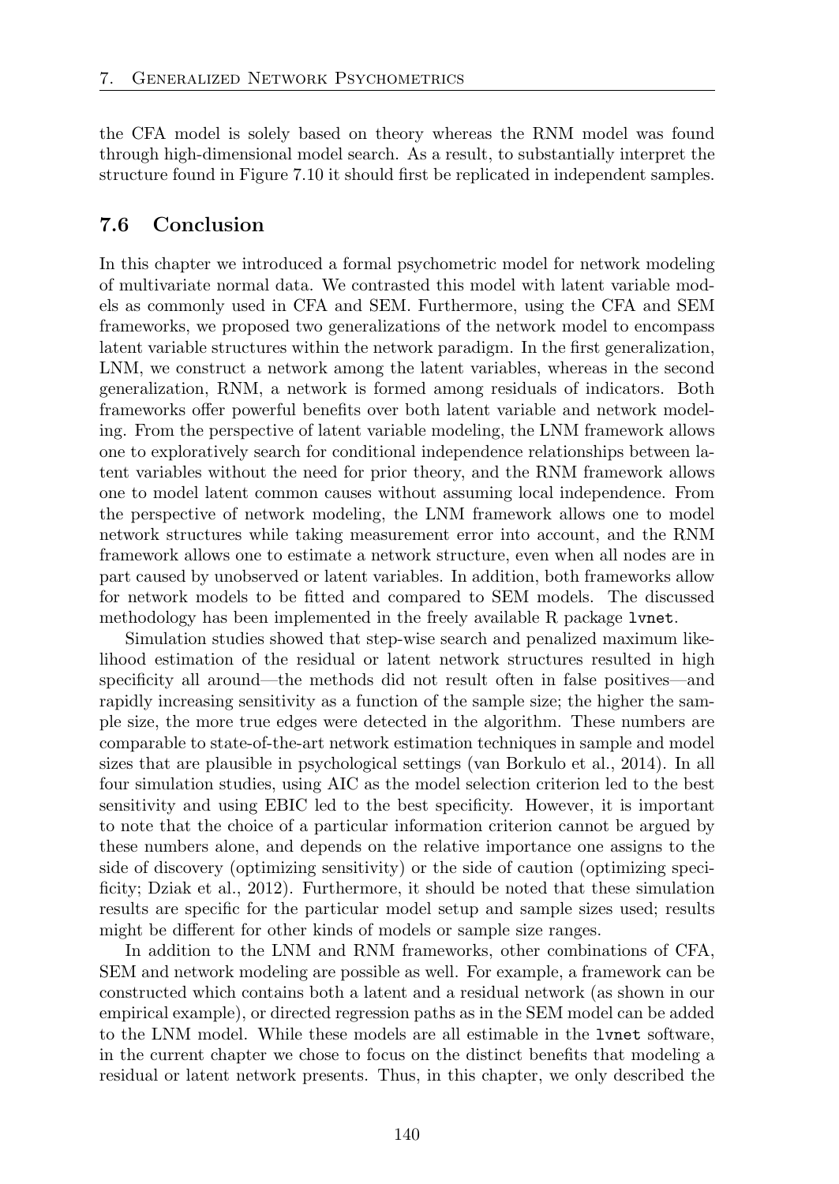the CFA model is solely based on theory whereas the RNM model was found through high-dimensional model search. As a result, to substantially interpret the structure found in Figure 7.10 it should first be replicated in independent samples.

## 7.6 Conclusion

In this chapter we introduced a formal psychometric model for network modeling of multivariate normal data. We contrasted this model with latent variable models as commonly used in CFA and SEM. Furthermore, using the CFA and SEM frameworks, we proposed two generalizations of the network model to encompass latent variable structures within the network paradigm. In the first generalization, LNM, we construct a network among the latent variables, whereas in the second generalization, RNM, a network is formed among residuals of indicators. Both frameworks offer powerful benefits over both latent variable and network modeling. From the perspective of latent variable modeling, the LNM framework allows one to exploratively search for conditional independence relationships between latent variables without the need for prior theory, and the RNM framework allows one to model latent common causes without assuming local independence. From the perspective of network modeling, the LNM framework allows one to model network structures while taking measurement error into account, and the RNM framework allows one to estimate a network structure, even when all nodes are in part caused by unobserved or latent variables. In addition, both frameworks allow for network models to be fitted and compared to SEM models. The discussed methodology has been implemented in the freely available R package `lvnet`.

Simulation studies showed that step-wise search and penalized maximum likelihood estimation of the residual or latent network structures resulted in high specificity all around—the methods did not result often in false positives—and rapidly increasing sensitivity as a function of the sample size; the higher the sample size, the more true edges were detected in the algorithm. These numbers are comparable to state-of-the-art network estimation techniques in sample and model sizes that are plausible in psychological settings (van Borkulo et al., 2014). In all four simulation studies, using AIC as the model selection criterion led to the best sensitivity and using EBIC led to the best specificity. However, it is important to note that the choice of a particular information criterion cannot be argued by these numbers alone, and depends on the relative importance one assigns to the side of discovery (optimizing sensitivity) or the side of caution (optimizing specificity; Dziak et al., 2012). Furthermore, it should be noted that these simulation results are specific for the particular model setup and sample sizes used; results might be different for other kinds of models or sample size ranges.

In addition to the LNM and RNM frameworks, other combinations of CFA, SEM and network modeling are possible as well. For example, a framework can be constructed which contains both a latent and a residual network (as shown in our empirical example), or directed regression paths as in the SEM model can be added to the LNM model. While these models are all estimable in the `lvnet` software, in the current chapter we chose to focus on the distinct benefits that modeling a residual or latent network presents. Thus, in this chapter, we only described the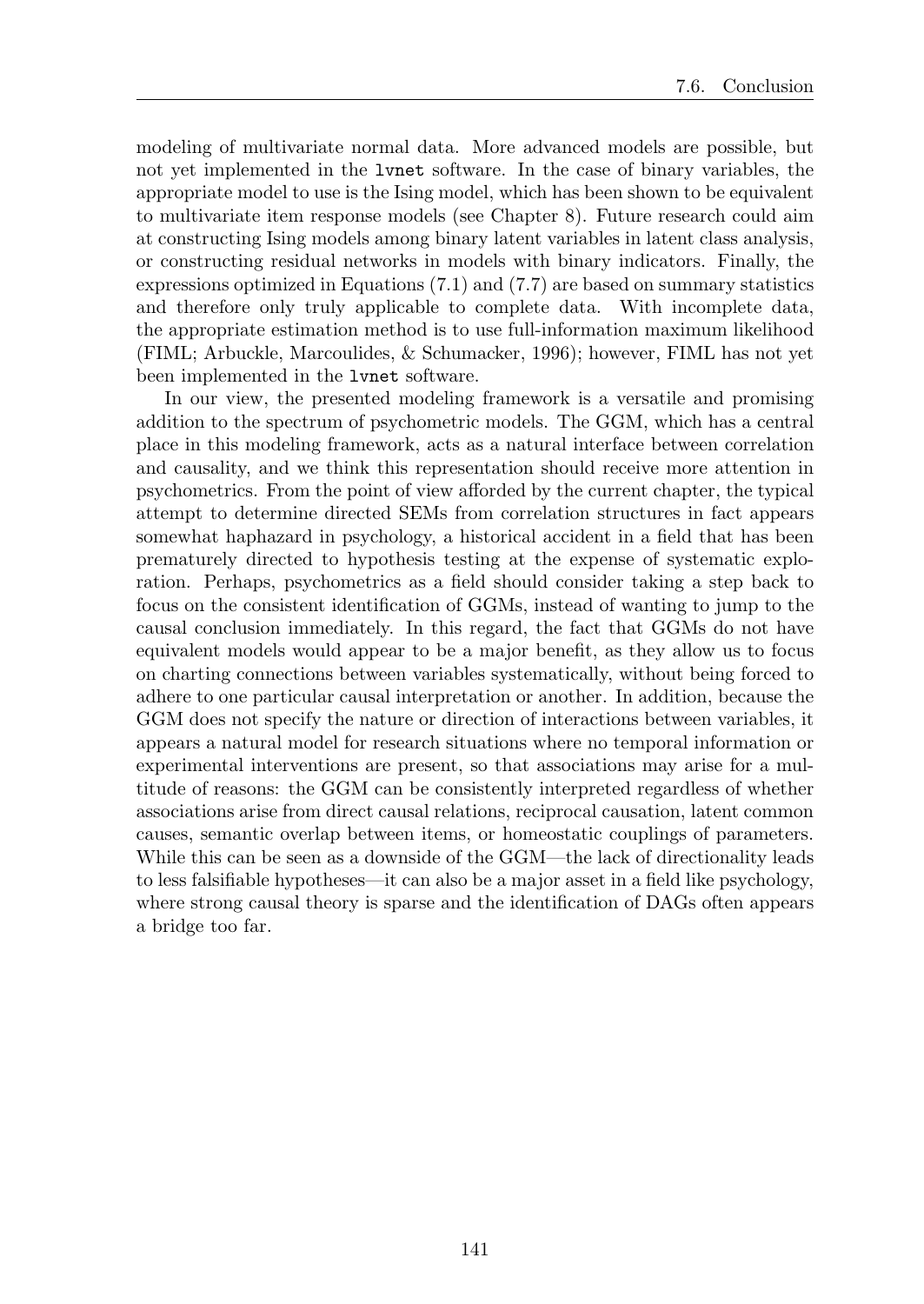modeling of multivariate normal data. More advanced models are possible, but not yet implemented in the `lvnet` software. In the case of binary variables, the appropriate model to use is the Ising model, which has been shown to be equivalent to multivariate item response models (see Chapter 8). Future research could aim at constructing Ising models among binary latent variables in latent class analysis, or constructing residual networks in models with binary indicators. Finally, the expressions optimized in Equations (7.1) and (7.7) are based on summary statistics and therefore only truly applicable to complete data. With incomplete data, the appropriate estimation method is to use full-information maximum likelihood (FIML; Arbuckle, Marcoulides, & Schumacker, 1996); however, FIML has not yet been implemented in the `lvnet` software.

In our view, the presented modeling framework is a versatile and promising addition to the spectrum of psychometric models. The GGM, which has a central place in this modeling framework, acts as a natural interface between correlation and causality, and we think this representation should receive more attention in psychometrics. From the point of view afforded by the current chapter, the typical attempt to determine directed SEMs from correlation structures in fact appears somewhat haphazard in psychology, a historical accident in a field that has been prematurely directed to hypothesis testing at the expense of systematic exploration. Perhaps, psychometrics as a field should consider taking a step back to focus on the consistent identification of GGMs, instead of wanting to jump to the causal conclusion immediately. In this regard, the fact that GGMs do not have equivalent models would appear to be a major benefit, as they allow us to focus on charting connections between variables systematically, without being forced to adhere to one particular causal interpretation or another. In addition, because the GGM does not specify the nature or direction of interactions between variables, it appears a natural model for research situations where no temporal information or experimental interventions are present, so that associations may arise for a multitude of reasons: the GGM can be consistently interpreted regardless of whether associations arise from direct causal relations, reciprocal causation, latent common causes, semantic overlap between items, or homeostatic couplings of parameters. While this can be seen as a downside of the GGM—the lack of directionality leads to less falsifiable hypotheses—it can also be a major asset in a field like psychology, where strong causal theory is sparse and the identification of DAGs often appears a bridge too far.